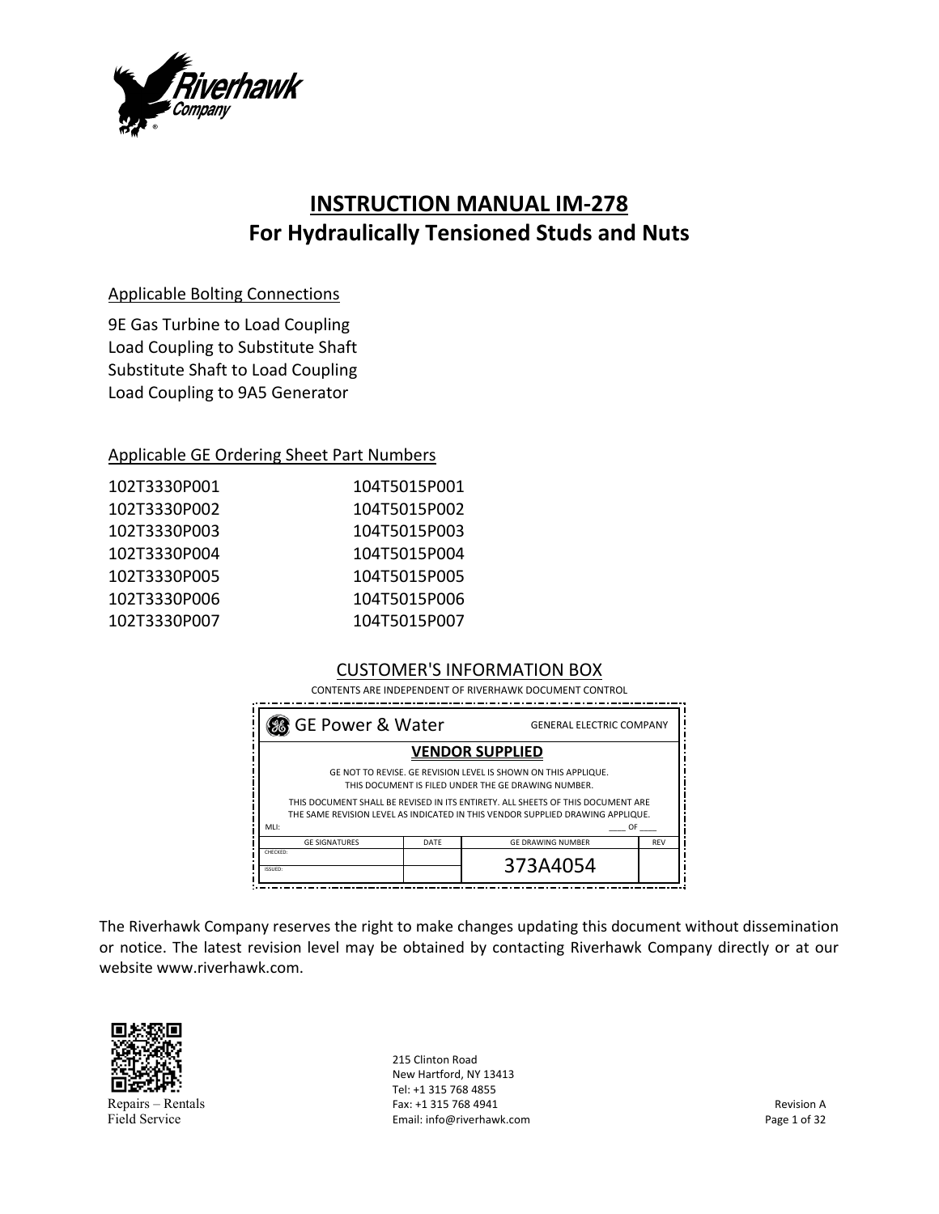# INSTRUCTION MANUAL IM-278
## For Hydraulically Tensioned Studs and Nuts

Applicable Bolting Connections

9E Gas Turbine to Load Coupling
Load Coupling to Substitute Shaft
Substitute Shaft to Load Coupling
Load Coupling to 9A5 Generator

Applicable GE Ordering Sheet Part Numbers

| | |
|---|---|
| 102T3330P001 | 104T5015P001 |
| 102T3330P002 | 104T5015P002 |
| 102T3330P003 | 104T5015P003 |
| 102T3330P004 | 104T5015P004 |
| 102T3330P005 | 104T5015P005 |
| 102T3330P006 | 104T5015P006 |
| 102T3330P007 | 104T5015P007 |

CUSTOMER'S INFORMATION BOX

CONTENTS ARE INDEPENDENT OF RIVERHAWK DOCUMENT CONTROL

GE Power & Water — GENERAL ELECTRIC COMPANY

**VENDOR SUPPLIED**

GE NOT TO REVISE. GE REVISION LEVEL IS SHOWN ON THIS APPLIQUE.
THIS DOCUMENT IS FILED UNDER THE GE DRAWING NUMBER.

THIS DOCUMENT SHALL BE REVISED IN ITS ENTIRETY. ALL SHEETS OF THIS DOCUMENT ARE THE SAME REVISION LEVEL AS INDICATED IN THIS VENDOR SUPPLIED DRAWING APPLIQUE.

MLI: ____ OF ____

| GE SIGNATURES | DATE | GE DRAWING NUMBER | REV |
|---|---|---|---|
| CHECKED: | | 373A4054 | |
| ISSUED: | | | |

The Riverhawk Company reserves the right to make changes updating this document without dissemination or notice. The latest revision level may be obtained by contacting Riverhawk Company directly or at our website www.riverhawk.com.

Repairs – Rentals
Field Service

215 Clinton Road
New Hartford, NY 13413
Tel: +1 315 768 4855
Fax: +1 315 768 4941
Email: info@riverhawk.com

Revision A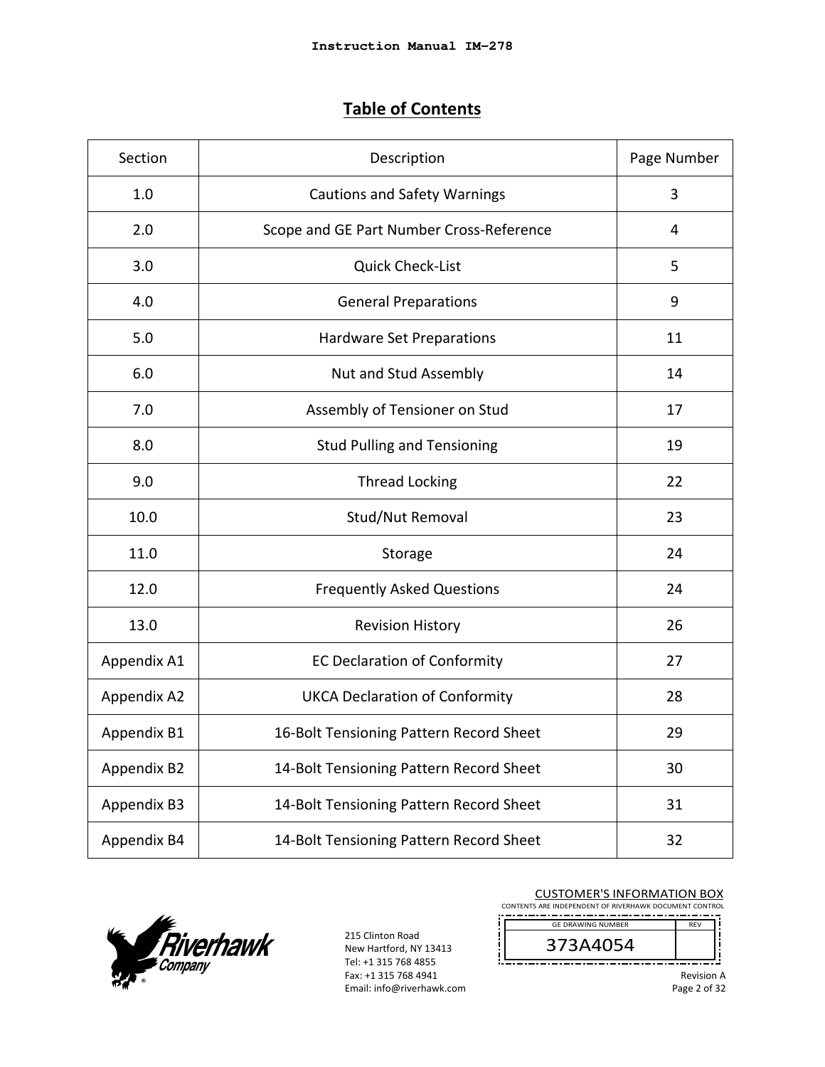# Table of Contents

| Section | Description | Page Number |
|---|---|---|
| 1.0 | Cautions and Safety Warnings | 3 |
| 2.0 | Scope and GE Part Number Cross-Reference | 4 |
| 3.0 | Quick Check-List | 5 |
| 4.0 | General Preparations | 9 |
| 5.0 | Hardware Set Preparations | 11 |
| 6.0 | Nut and Stud Assembly | 14 |
| 7.0 | Assembly of Tensioner on Stud | 17 |
| 8.0 | Stud Pulling and Tensioning | 19 |
| 9.0 | Thread Locking | 22 |
| 10.0 | Stud/Nut Removal | 23 |
| 11.0 | Storage | 24 |
| 12.0 | Frequently Asked Questions | 24 |
| 13.0 | Revision History | 26 |
| Appendix A1 | EC Declaration of Conformity | 27 |
| Appendix A2 | UKCA Declaration of Conformity | 28 |
| Appendix B1 | 16-Bolt Tensioning Pattern Record Sheet | 29 |
| Appendix B2 | 14-Bolt Tensioning Pattern Record Sheet | 30 |
| Appendix B3 | 14-Bolt Tensioning Pattern Record Sheet | 31 |
| Appendix B4 | 14-Bolt Tensioning Pattern Record Sheet | 32 |

215 Clinton Road
New Hartford, NY 13413
Tel: +1 315 768 4855
Fax: +1 315 768 4941
Email: info@riverhawk.com

CUSTOMER'S INFORMATION BOX
CONTENTS ARE INDEPENDENT OF RIVERHAWK DOCUMENT CONTROL

| GE DRAWING NUMBER | REV |
|---|---|
| 373A4054 | |

Revision A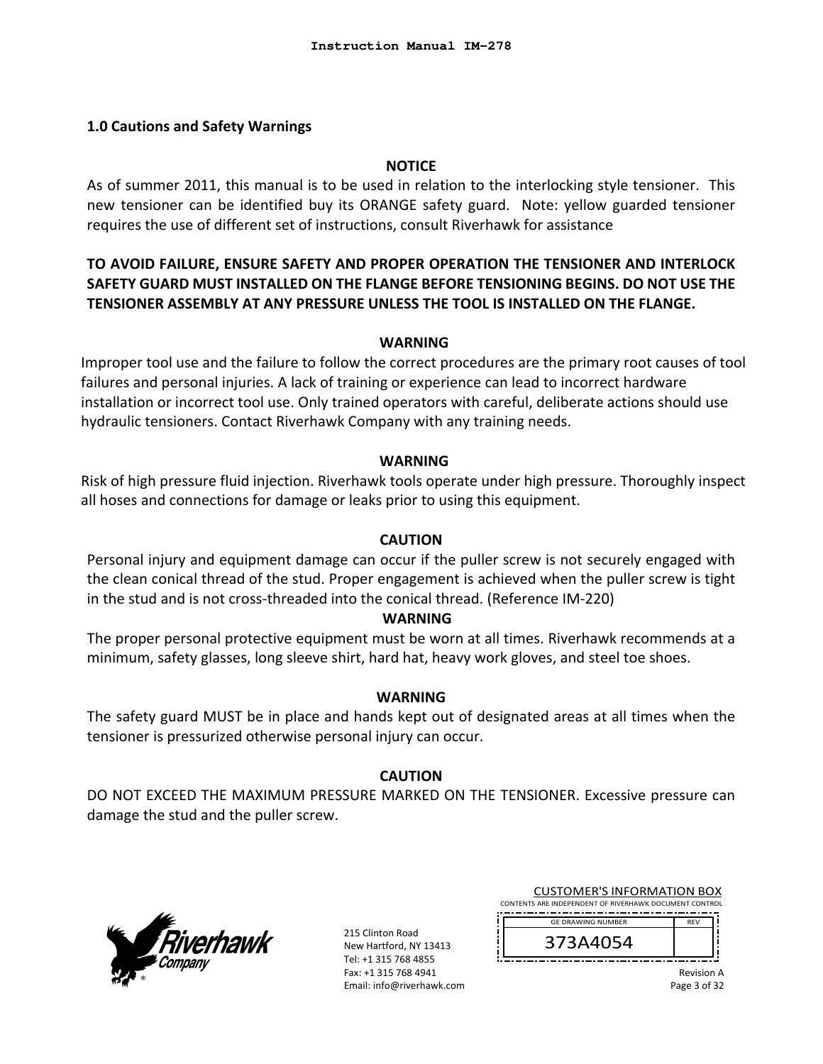## 1.0 Cautions and Safety Warnings

**NOTICE**

As of summer 2011, this manual is to be used in relation to the interlocking style tensioner. This new tensioner can be identified buy its ORANGE safety guard. Note: yellow guarded tensioner requires the use of different set of instructions, consult Riverhawk for assistance

**TO AVOID FAILURE, ENSURE SAFETY AND PROPER OPERATION THE TENSIONER AND INTERLOCK SAFETY GUARD MUST INSTALLED ON THE FLANGE BEFORE TENSIONING BEGINS. DO NOT USE THE TENSIONER ASSEMBLY AT ANY PRESSURE UNLESS THE TOOL IS INSTALLED ON THE FLANGE.**

**WARNING**

Improper tool use and the failure to follow the correct procedures are the primary root causes of tool failures and personal injuries. A lack of training or experience can lead to incorrect hardware installation or incorrect tool use. Only trained operators with careful, deliberate actions should use hydraulic tensioners. Contact Riverhawk Company with any training needs.

**WARNING**

Risk of high pressure fluid injection. Riverhawk tools operate under high pressure. Thoroughly inspect all hoses and connections for damage or leaks prior to using this equipment.

**CAUTION**

Personal injury and equipment damage can occur if the puller screw is not securely engaged with the clean conical thread of the stud. Proper engagement is achieved when the puller screw is tight in the stud and is not cross-threaded into the conical thread. (Reference IM-220)

**WARNING**

The proper personal protective equipment must be worn at all times. Riverhawk recommends at a minimum, safety glasses, long sleeve shirt, hard hat, heavy work gloves, and steel toe shoes.

**WARNING**

The safety guard MUST be in place and hands kept out of designated areas at all times when the tensioner is pressurized otherwise personal injury can occur.

**CAUTION**

DO NOT EXCEED THE MAXIMUM PRESSURE MARKED ON THE TENSIONER. Excessive pressure can damage the stud and the puller screw.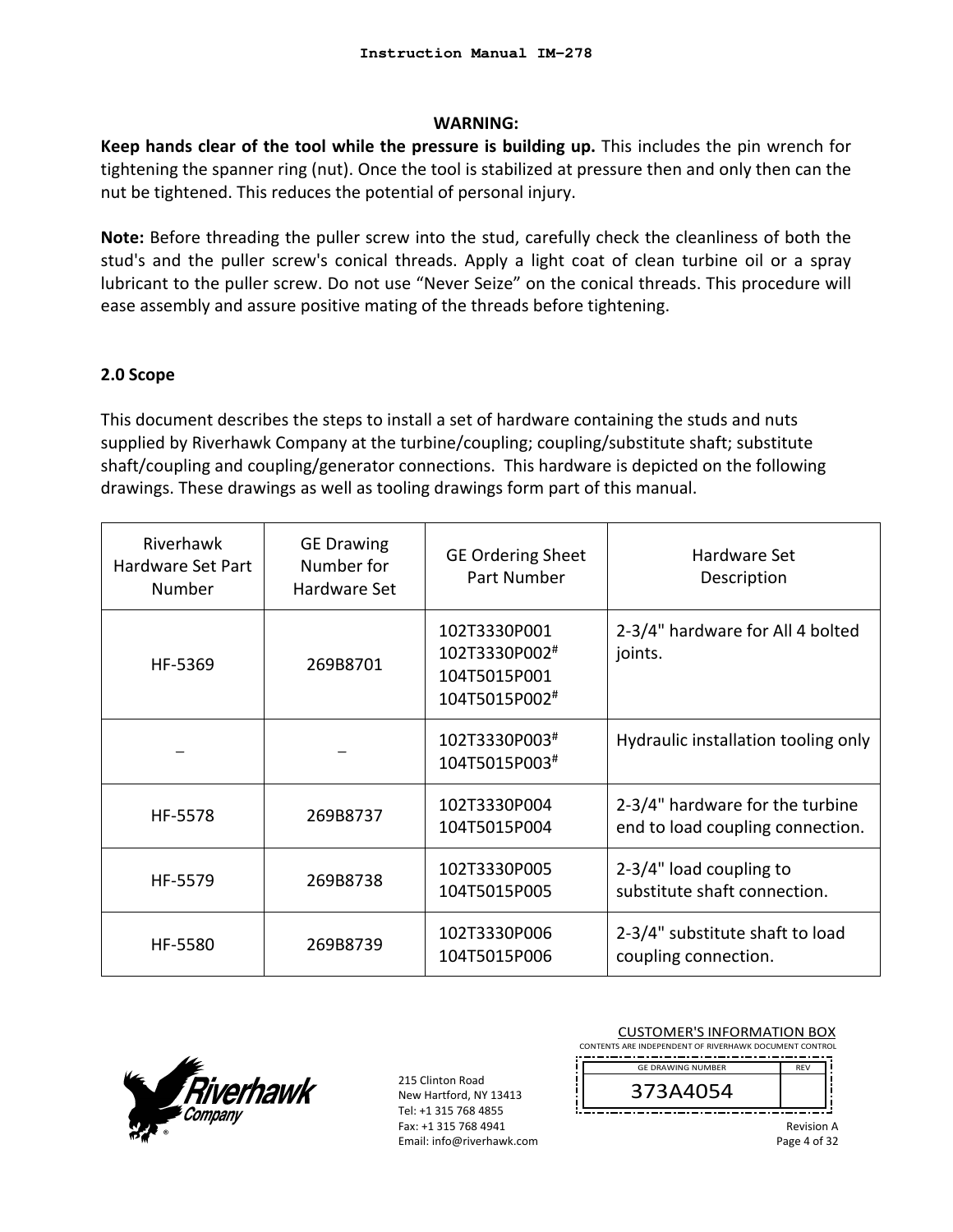**WARNING:**

**Keep hands clear of the tool while the pressure is building up.** This includes the pin wrench for tightening the spanner ring (nut). Once the tool is stabilized at pressure then and only then can the nut be tightened. This reduces the potential of personal injury.

**Note:** Before threading the puller screw into the stud, carefully check the cleanliness of both the stud's and the puller screw's conical threads. Apply a light coat of clean turbine oil or a spray lubricant to the puller screw. Do not use “Never Seize” on the conical threads. This procedure will ease assembly and assure positive mating of the threads before tightening.

## 2.0 Scope

This document describes the steps to install a set of hardware containing the studs and nuts supplied by Riverhawk Company at the turbine/coupling; coupling/substitute shaft; substitute shaft/coupling and coupling/generator connections. This hardware is depicted on the following drawings. These drawings as well as tooling drawings form part of this manual.

| Riverhawk Hardware Set Part Number | GE Drawing Number for Hardware Set | GE Ordering Sheet Part Number | Hardware Set Description |
|---|---|---|---|
| HF-5369 | 269B8701 | 102T3330P001<br>102T3330P002[#]<br>104T5015P001<br>104T5015P002[#] | 2-3/4" hardware for All 4 bolted joints. |
| – | – | 102T3330P003[#]<br>104T5015P003[#] | Hydraulic installation tooling only |
| HF-5578 | 269B8737 | 102T3330P004<br>104T5015P004 | 2-3/4" hardware for the turbine end to load coupling connection. |
| HF-5579 | 269B8738 | 102T3330P005<br>104T5015P005 | 2-3/4" load coupling to substitute shaft connection. |
| HF-5580 | 269B8739 | 102T3330P006<br>104T5015P006 | 2-3/4" substitute shaft to load coupling connection. |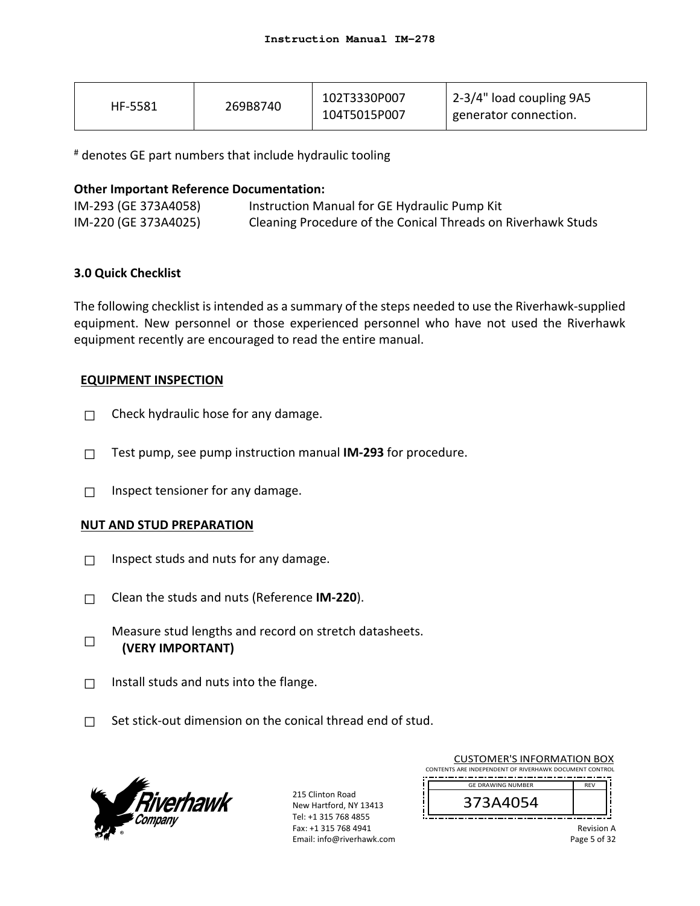| HF-5581 | 269B8740 | 102T3330P007<br>104T5015P007 | 2-3/4" load coupling 9A5 generator connection. |
|---|---|---|---|

# denotes GE part numbers that include hydraulic tooling

**Other Important Reference Documentation:**

| | |
|---|---|
| IM-293 (GE 373A4058) | Instruction Manual for GE Hydraulic Pump Kit |
| IM-220 (GE 373A4025) | Cleaning Procedure of the Conical Threads on Riverhawk Studs |

**3.0 Quick Checklist**

The following checklist is intended as a summary of the steps needed to use the Riverhawk-supplied equipment. New personnel or those experienced personnel who have not used the Riverhawk equipment recently are encouraged to read the entire manual.

**EQUIPMENT INSPECTION**

- ☐ Check hydraulic hose for any damage.
- ☐ Test pump, see pump instruction manual **IM-293** for procedure.
- ☐ Inspect tensioner for any damage.

**NUT AND STUD PREPARATION**

- ☐ Inspect studs and nuts for any damage.
- ☐ Clean the studs and nuts (Reference **IM-220**).
- ☐ Measure stud lengths and record on stretch datasheets. **(VERY IMPORTANT)**
- ☐ Install studs and nuts into the flange.
- ☐ Set stick-out dimension on the conical thread end of stud.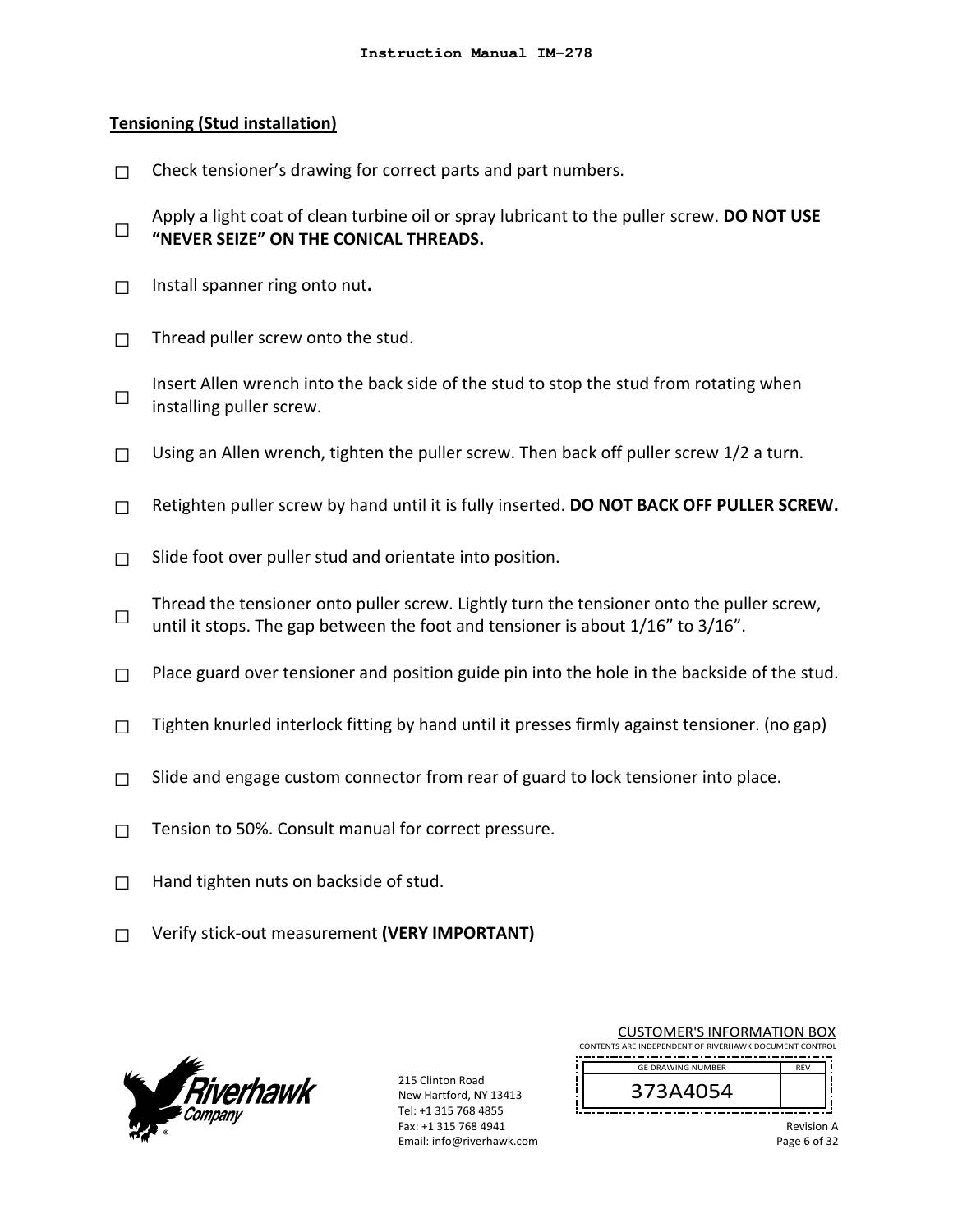**Tensioning (Stud installation)**

☐ Check tensioner's drawing for correct parts and part numbers.

☐ Apply a light coat of clean turbine oil or spray lubricant to the puller screw. **DO NOT USE "NEVER SEIZE" ON THE CONICAL THREADS.**

☐ Install spanner ring onto nut**.**

☐ Thread puller screw onto the stud.

☐ Insert Allen wrench into the back side of the stud to stop the stud from rotating when installing puller screw.

☐ Using an Allen wrench, tighten the puller screw. Then back off puller screw 1/2 a turn.

☐ Retighten puller screw by hand until it is fully inserted. **DO NOT BACK OFF PULLER SCREW.**

☐ Slide foot over puller stud and orientate into position.

☐ Thread the tensioner onto puller screw. Lightly turn the tensioner onto the puller screw, until it stops. The gap between the foot and tensioner is about 1/16" to 3/16".

☐ Place guard over tensioner and position guide pin into the hole in the backside of the stud.

☐ Tighten knurled interlock fitting by hand until it presses firmly against tensioner. (no gap)

☐ Slide and engage custom connector from rear of guard to lock tensioner into place.

☐ Tension to 50%. Consult manual for correct pressure.

☐ Hand tighten nuts on backside of stud.

☐ Verify stick-out measurement **(VERY IMPORTANT)**

215 Clinton Road
New Hartford, NY 13413
Tel: +1 315 768 4855
Fax: +1 315 768 4941
Email: info@riverhawk.com

CUSTOMER'S INFORMATION BOX
CONTENTS ARE INDEPENDENT OF RIVERHAWK DOCUMENT CONTROL

| GE DRAWING NUMBER | REV |
| --- | --- |
| 373A4054 | |

Revision A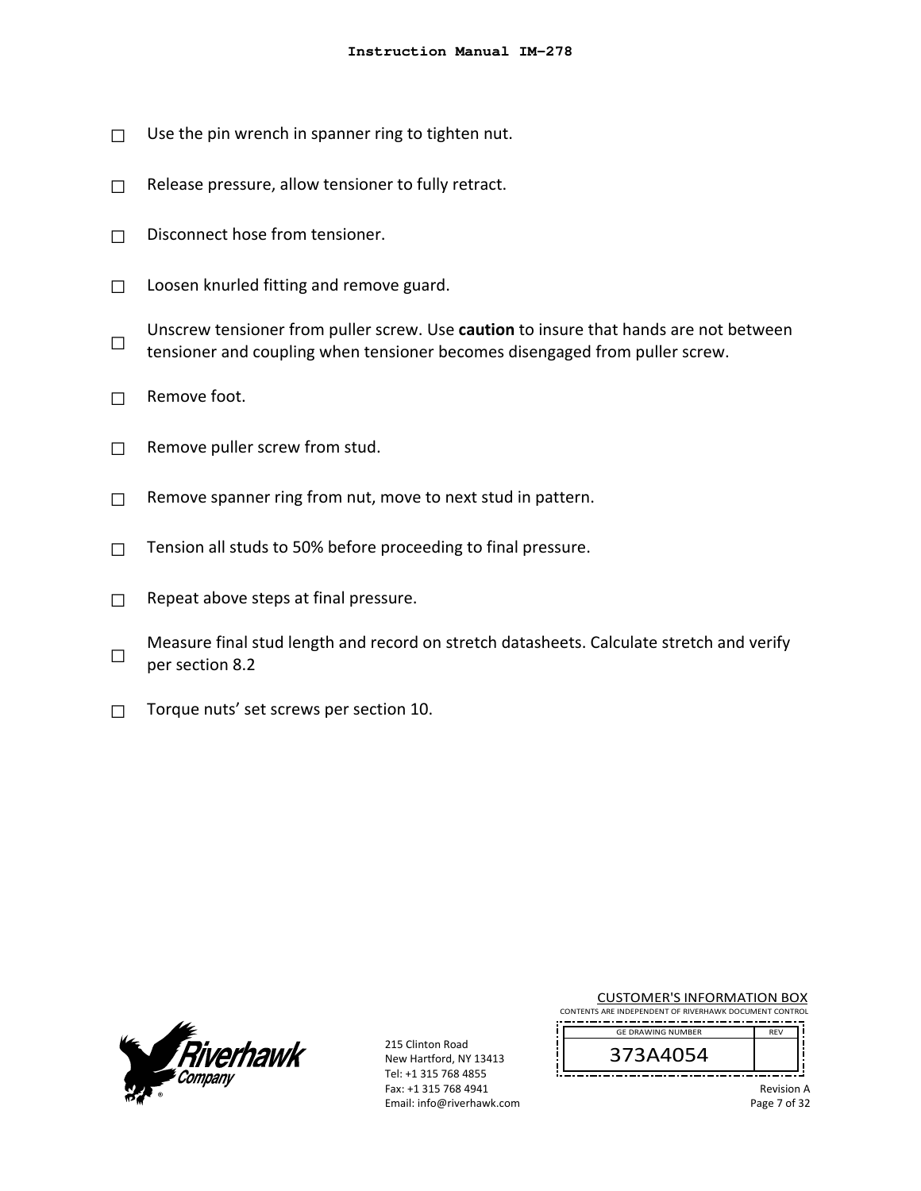- ☐ Use the pin wrench in spanner ring to tighten nut.
- ☐ Release pressure, allow tensioner to fully retract.
- ☐ Disconnect hose from tensioner.
- ☐ Loosen knurled fitting and remove guard.
- ☐ Unscrew tensioner from puller screw. Use **caution** to insure that hands are not between tensioner and coupling when tensioner becomes disengaged from puller screw.
- ☐ Remove foot.
- ☐ Remove puller screw from stud.
- ☐ Remove spanner ring from nut, move to next stud in pattern.
- ☐ Tension all studs to 50% before proceeding to final pressure.
- ☐ Repeat above steps at final pressure.
- ☐ Measure final stud length and record on stretch datasheets. Calculate stretch and verify per section 8.2
- ☐ Torque nuts' set screws per section 10.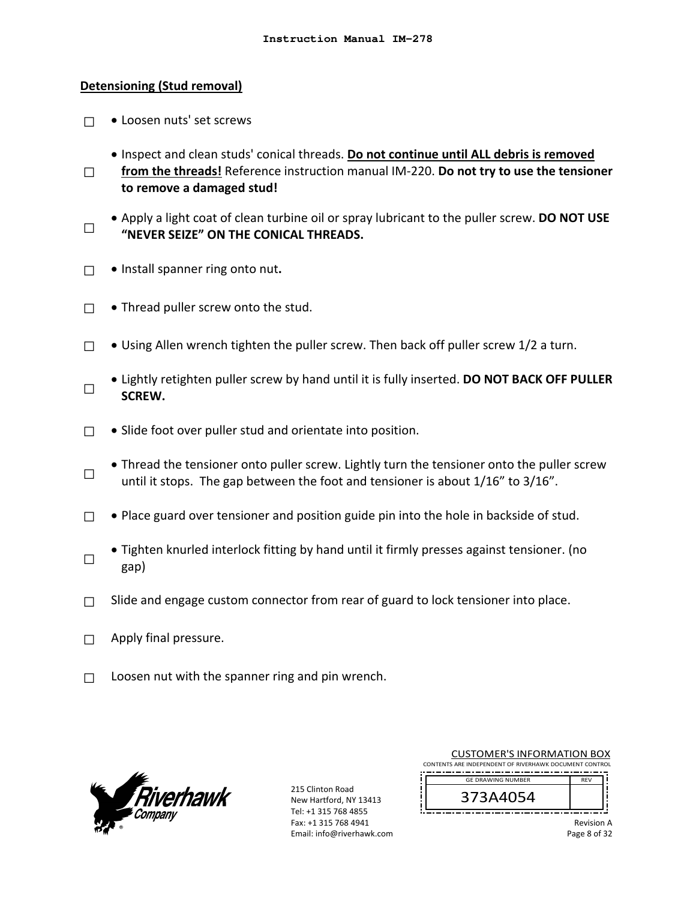## Detensioning (Stud removal)

☐ • Loosen nuts' set screws

☐ • Inspect and clean studs' conical threads. **Do not continue until ALL debris is removed from the threads!** Reference instruction manual IM-220. **Do not try to use the tensioner to remove a damaged stud!**

☐ • Apply a light coat of clean turbine oil or spray lubricant to the puller screw. **DO NOT USE "NEVER SEIZE" ON THE CONICAL THREADS.**

☐ • Install spanner ring onto nut**.**

☐ • Thread puller screw onto the stud.

☐ • Using Allen wrench tighten the puller screw. Then back off puller screw 1/2 a turn.

☐ • Lightly retighten puller screw by hand until it is fully inserted. **DO NOT BACK OFF PULLER SCREW.**

☐ • Slide foot over puller stud and orientate into position.

☐ • Thread the tensioner onto puller screw. Lightly turn the tensioner onto the puller screw until it stops. The gap between the foot and tensioner is about 1/16" to 3/16".

☐ • Place guard over tensioner and position guide pin into the hole in backside of stud.

☐ • Tighten knurled interlock fitting by hand until it firmly presses against tensioner. (no gap)

☐ Slide and engage custom connector from rear of guard to lock tensioner into place.

☐ Apply final pressure.

☐ Loosen nut with the spanner ring and pin wrench.

215 Clinton Road
New Hartford, NY 13413
Tel: +1 315 768 4855
Fax: +1 315 768 4941
Email: info@riverhawk.com

CUSTOMER'S INFORMATION BOX
CONTENTS ARE INDEPENDENT OF RIVERHAWK DOCUMENT CONTROL

| GE DRAWING NUMBER | REV |
|---|---|
| 373A4054 | |

Revision A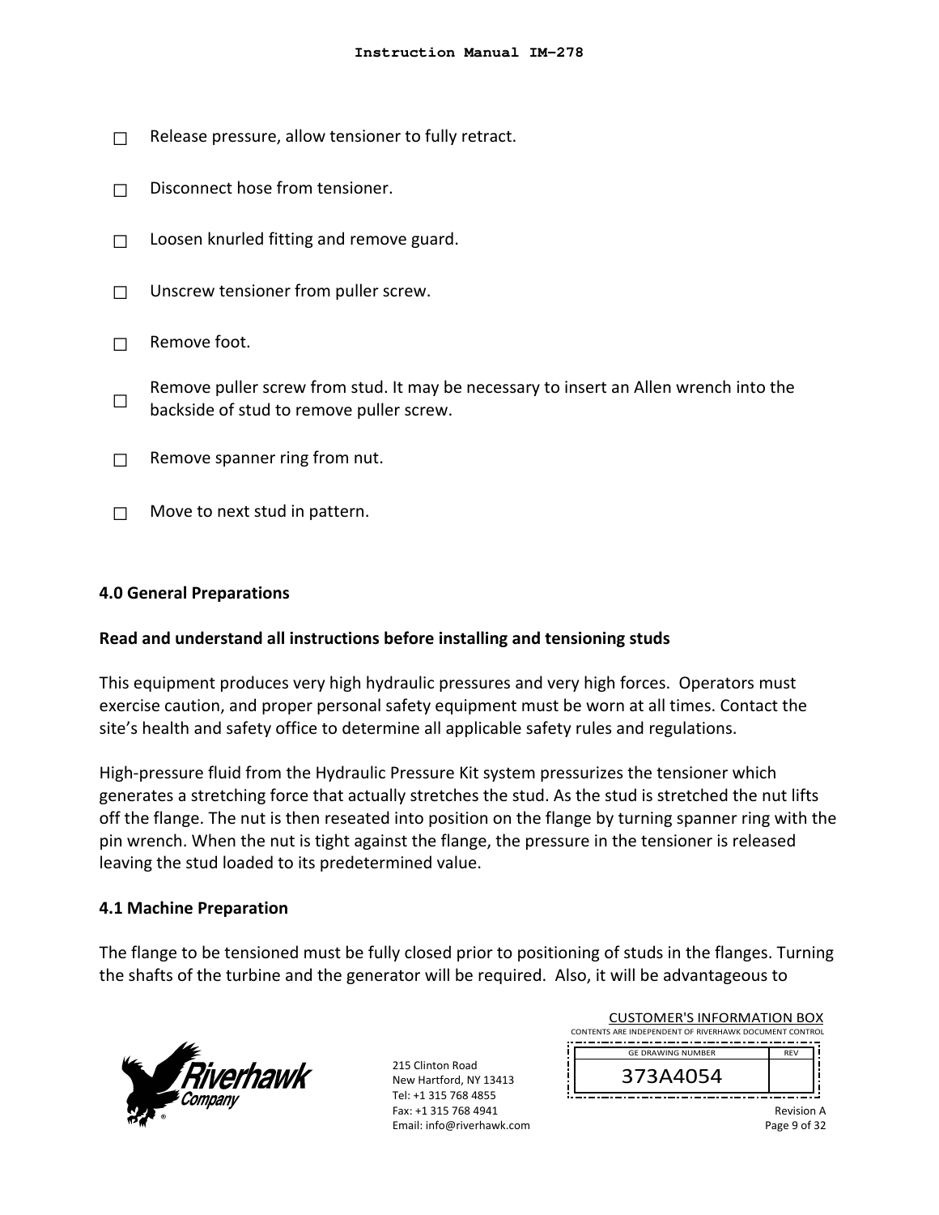- ☐ Release pressure, allow tensioner to fully retract.
- ☐ Disconnect hose from tensioner.
- ☐ Loosen knurled fitting and remove guard.
- ☐ Unscrew tensioner from puller screw.
- ☐ Remove foot.
- ☐ Remove puller screw from stud. It may be necessary to insert an Allen wrench into the backside of stud to remove puller screw.
- ☐ Remove spanner ring from nut.
- ☐ Move to next stud in pattern.

## 4.0 General Preparations

**Read and understand all instructions before installing and tensioning studs**

This equipment produces very high hydraulic pressures and very high forces. Operators must exercise caution, and proper personal safety equipment must be worn at all times. Contact the site's health and safety office to determine all applicable safety rules and regulations.

High-pressure fluid from the Hydraulic Pressure Kit system pressurizes the tensioner which generates a stretching force that actually stretches the stud. As the stud is stretched the nut lifts off the flange. The nut is then reseated into position on the flange by turning spanner ring with the pin wrench. When the nut is tight against the flange, the pressure in the tensioner is released leaving the stud loaded to its predetermined value.

## 4.1 Machine Preparation

The flange to be tensioned must be fully closed prior to positioning of studs in the flanges. Turning the shafts of the turbine and the generator will be required. Also, it will be advantageous to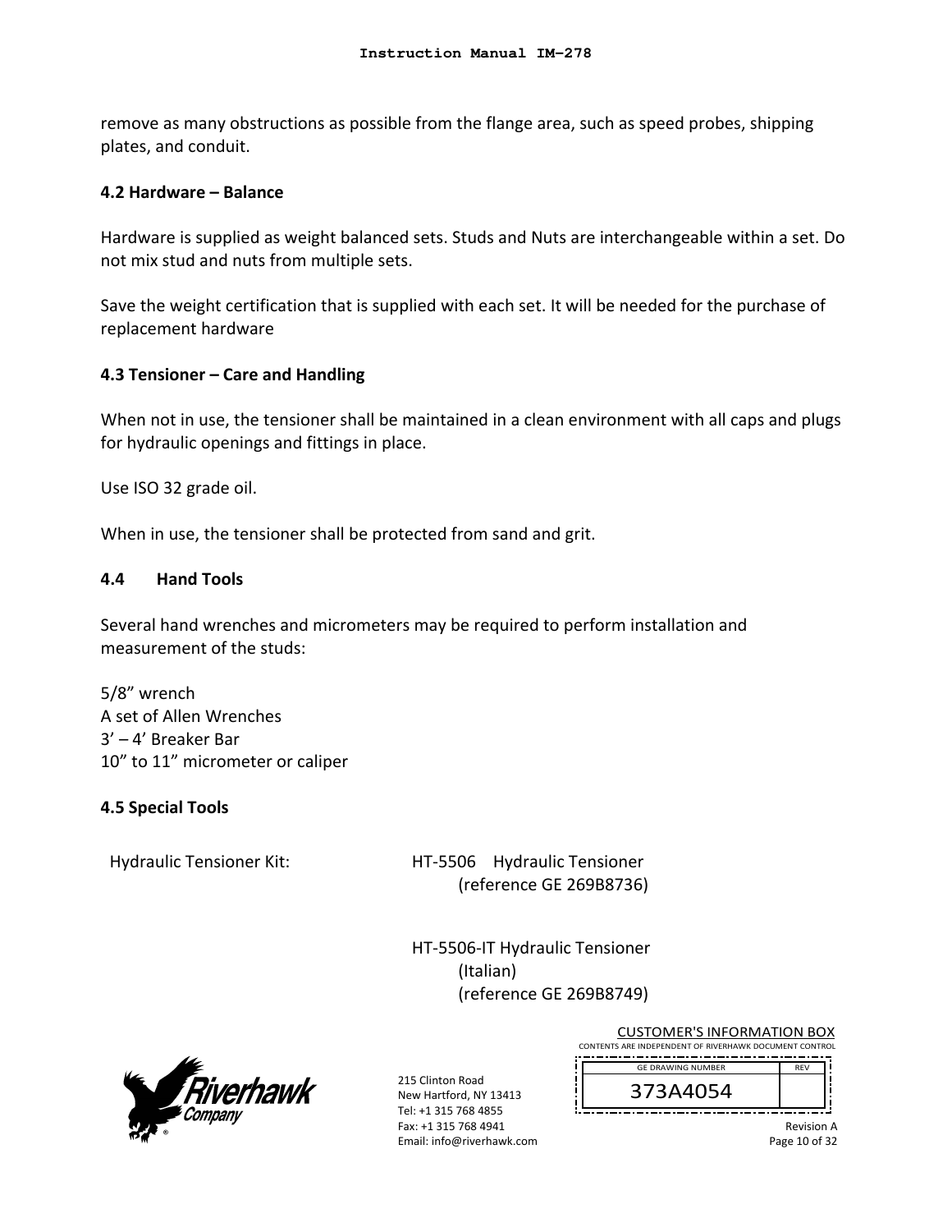remove as many obstructions as possible from the flange area, such as speed probes, shipping plates, and conduit.

### 4.2 Hardware – Balance

Hardware is supplied as weight balanced sets. Studs and Nuts are interchangeable within a set. Do not mix stud and nuts from multiple sets.

Save the weight certification that is supplied with each set. It will be needed for the purchase of replacement hardware

### 4.3 Tensioner – Care and Handling

When not in use, the tensioner shall be maintained in a clean environment with all caps and plugs for hydraulic openings and fittings in place.

Use ISO 32 grade oil.

When in use, the tensioner shall be protected from sand and grit.

### 4.4 Hand Tools

Several hand wrenches and micrometers may be required to perform installation and measurement of the studs:

5/8" wrench
A set of Allen Wrenches
3' – 4' Breaker Bar
10" to 11" micrometer or caliper

### 4.5 Special Tools

Hydraulic Tensioner Kit:

HT-5506 Hydraulic Tensioner
(reference GE 269B8736)

HT-5506-IT Hydraulic Tensioner
(Italian)
(reference GE 269B8749)

CUSTOMER'S INFORMATION BOX
CONTENTS ARE INDEPENDENT OF RIVERHAWK DOCUMENT CONTROL

| GE DRAWING NUMBER | REV |
|---|---|
| 373A4054 | |

215 Clinton Road
New Hartford, NY 13413
Tel: +1 315 768 4855
Fax: +1 315 768 4941
Email: info@riverhawk.com

Revision A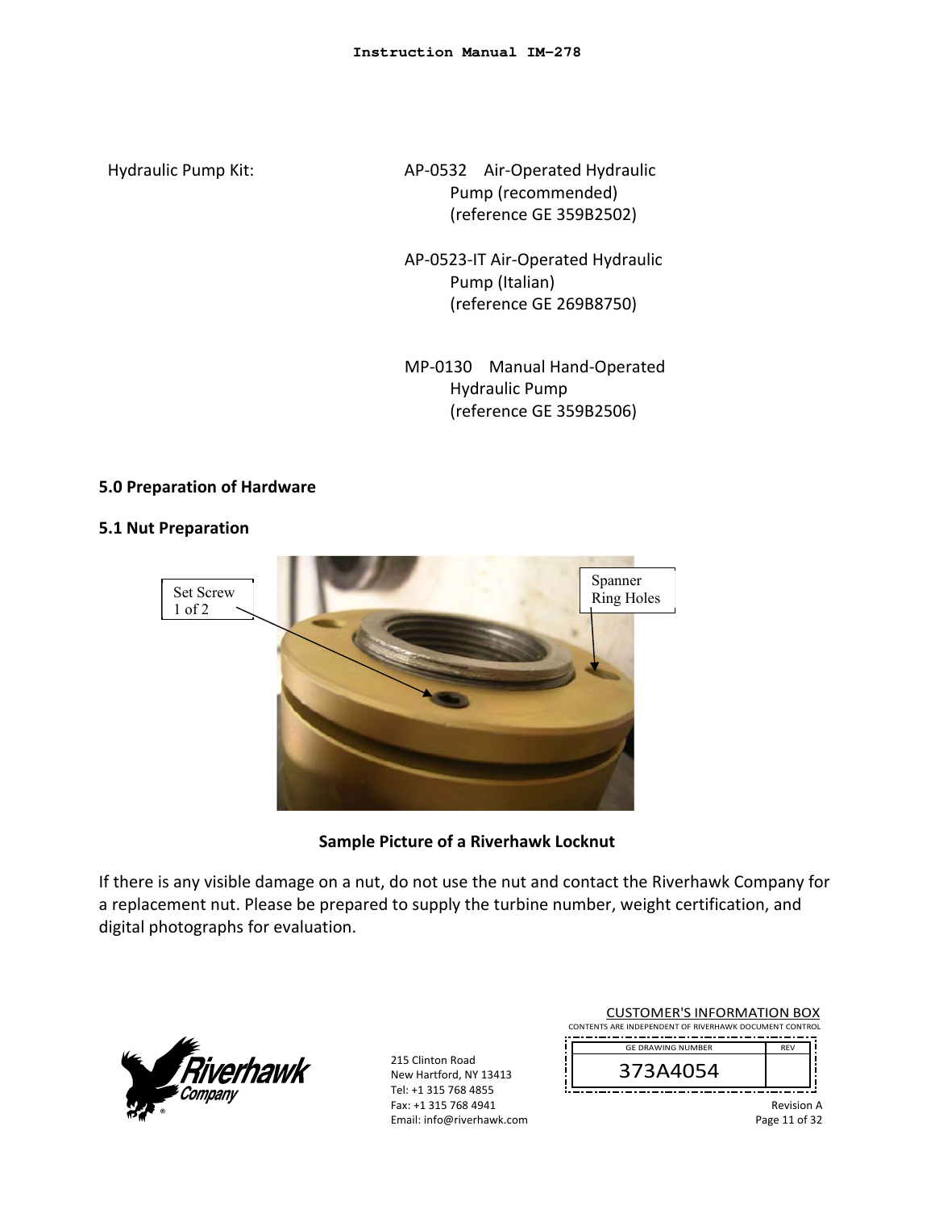Hydraulic Pump Kit:

AP-0532 Air-Operated Hydraulic Pump (recommended) (reference GE 359B2502)

AP-0523-IT Air-Operated Hydraulic Pump (Italian) (reference GE 269B8750)

MP-0130 Manual Hand-Operated Hydraulic Pump (reference GE 359B2506)

**5.0 Preparation of Hardware**

**5.1 Nut Preparation**

Set Screw 1 of 2

Spanner Ring Holes

**Sample Picture of a Riverhawk Locknut**

If there is any visible damage on a nut, do not use the nut and contact the Riverhawk Company for a replacement nut. Please be prepared to supply the turbine number, weight certification, and digital photographs for evaluation.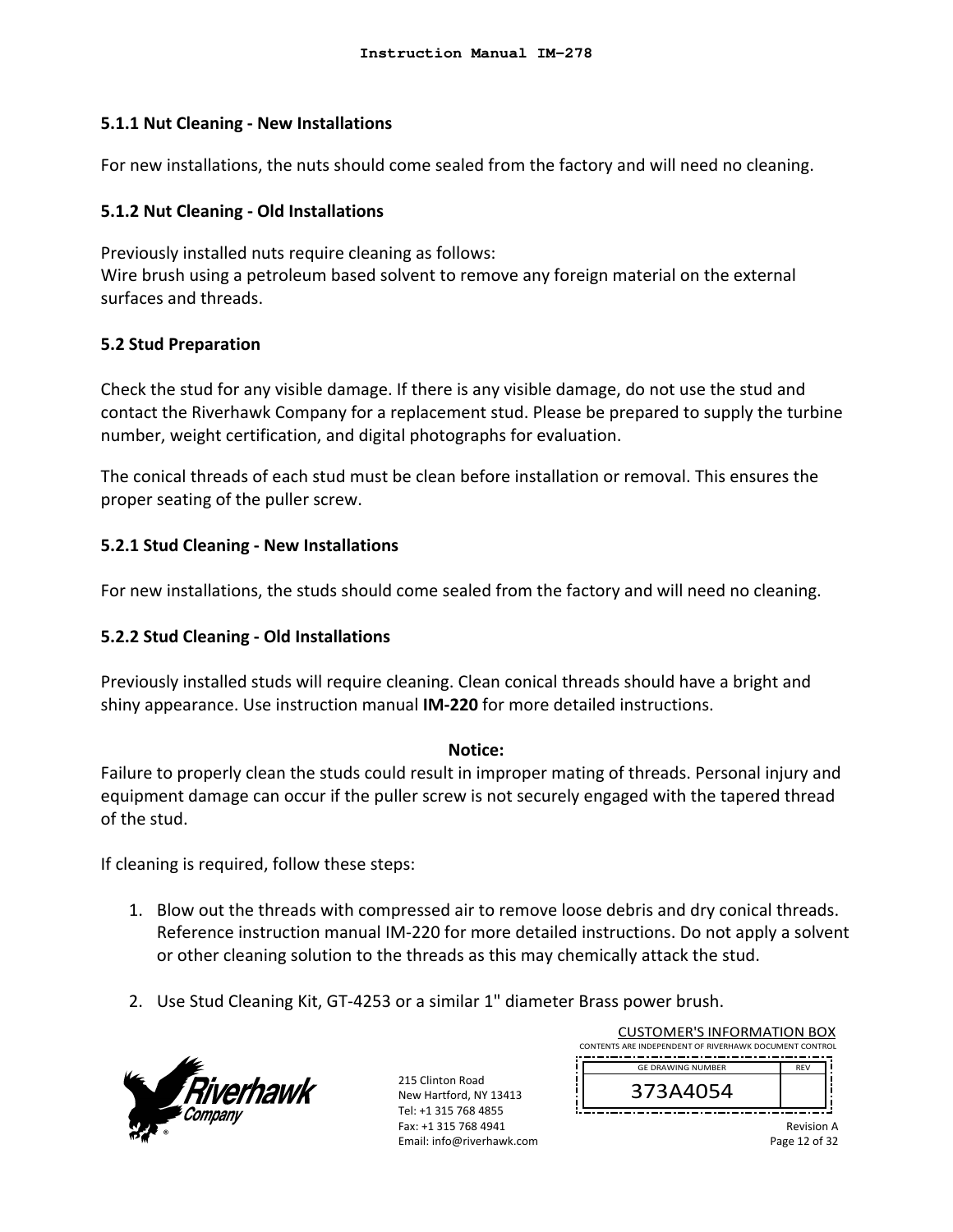### 5.1.1 Nut Cleaning - New Installations

For new installations, the nuts should come sealed from the factory and will need no cleaning.

### 5.1.2 Nut Cleaning - Old Installations

Previously installed nuts require cleaning as follows:
Wire brush using a petroleum based solvent to remove any foreign material on the external surfaces and threads.

## 5.2 Stud Preparation

Check the stud for any visible damage. If there is any visible damage, do not use the stud and contact the Riverhawk Company for a replacement stud. Please be prepared to supply the turbine number, weight certification, and digital photographs for evaluation.

The conical threads of each stud must be clean before installation or removal. This ensures the proper seating of the puller screw.

### 5.2.1 Stud Cleaning - New Installations

For new installations, the studs should come sealed from the factory and will need no cleaning.

### 5.2.2 Stud Cleaning - Old Installations

Previously installed studs will require cleaning. Clean conical threads should have a bright and shiny appearance. Use instruction manual **IM-220** for more detailed instructions.

**Notice:**
Failure to properly clean the studs could result in improper mating of threads. Personal injury and equipment damage can occur if the puller screw is not securely engaged with the tapered thread of the stud.

If cleaning is required, follow these steps:

1. Blow out the threads with compressed air to remove loose debris and dry conical threads. Reference instruction manual IM-220 for more detailed instructions. Do not apply a solvent or other cleaning solution to the threads as this may chemically attack the stud.

2. Use Stud Cleaning Kit, GT-4253 or a similar 1" diameter Brass power brush.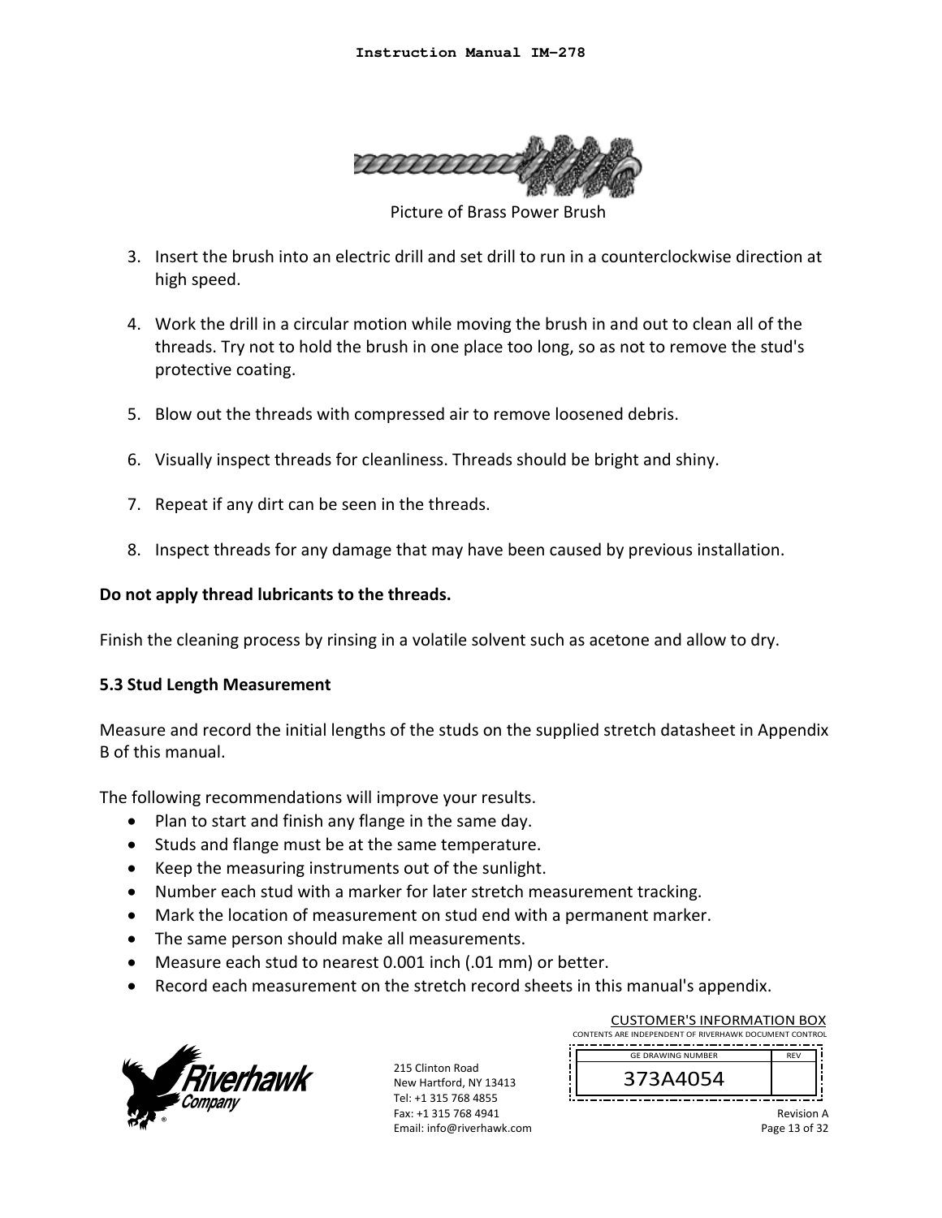Picture of Brass Power Brush

3. Insert the brush into an electric drill and set drill to run in a counterclockwise direction at high speed.

4. Work the drill in a circular motion while moving the brush in and out to clean all of the threads. Try not to hold the brush in one place too long, so as not to remove the stud's protective coating.

5. Blow out the threads with compressed air to remove loosened debris.

6. Visually inspect threads for cleanliness. Threads should be bright and shiny.

7. Repeat if any dirt can be seen in the threads.

8. Inspect threads for any damage that may have been caused by previous installation.

**Do not apply thread lubricants to the threads.**

Finish the cleaning process by rinsing in a volatile solvent such as acetone and allow to dry.

### 5.3 Stud Length Measurement

Measure and record the initial lengths of the studs on the supplied stretch datasheet in Appendix B of this manual.

The following recommendations will improve your results.

- Plan to start and finish any flange in the same day.
- Studs and flange must be at the same temperature.
- Keep the measuring instruments out of the sunlight.
- Number each stud with a marker for later stretch measurement tracking.
- Mark the location of measurement on stud end with a permanent marker.
- The same person should make all measurements.
- Measure each stud to nearest 0.001 inch (.01 mm) or better.
- Record each measurement on the stretch record sheets in this manual's appendix.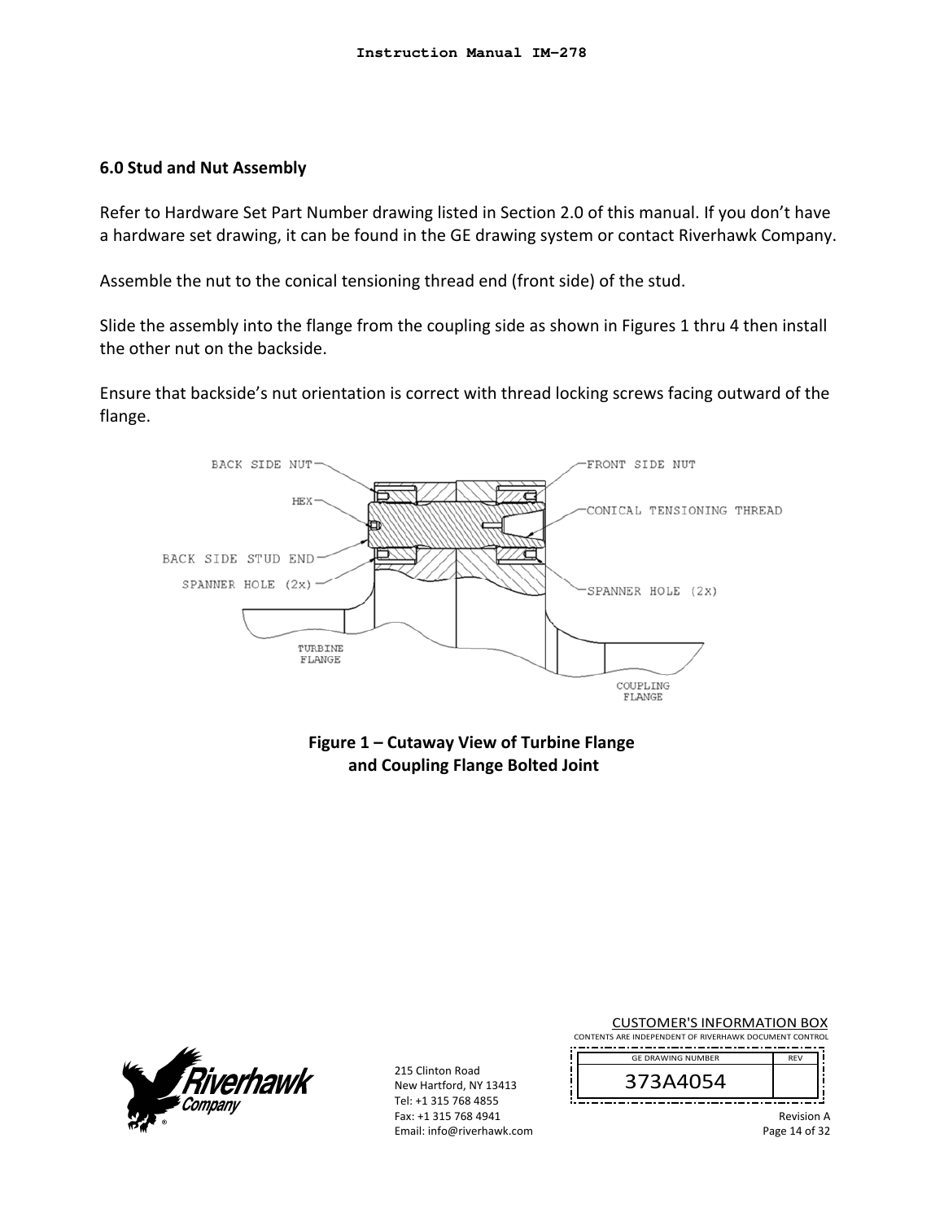## 6.0 Stud and Nut Assembly

Refer to Hardware Set Part Number drawing listed in Section 2.0 of this manual. If you don't have a hardware set drawing, it can be found in the GE drawing system or contact Riverhawk Company.

Assemble the nut to the conical tensioning thread end (front side) of the stud.

Slide the assembly into the flange from the coupling side as shown in Figures 1 thru 4 then install the other nut on the backside.

Ensure that backside's nut orientation is correct with thread locking screws facing outward of the flange.

**Figure 1 – Cutaway View of Turbine Flange and Coupling Flange Bolted Joint**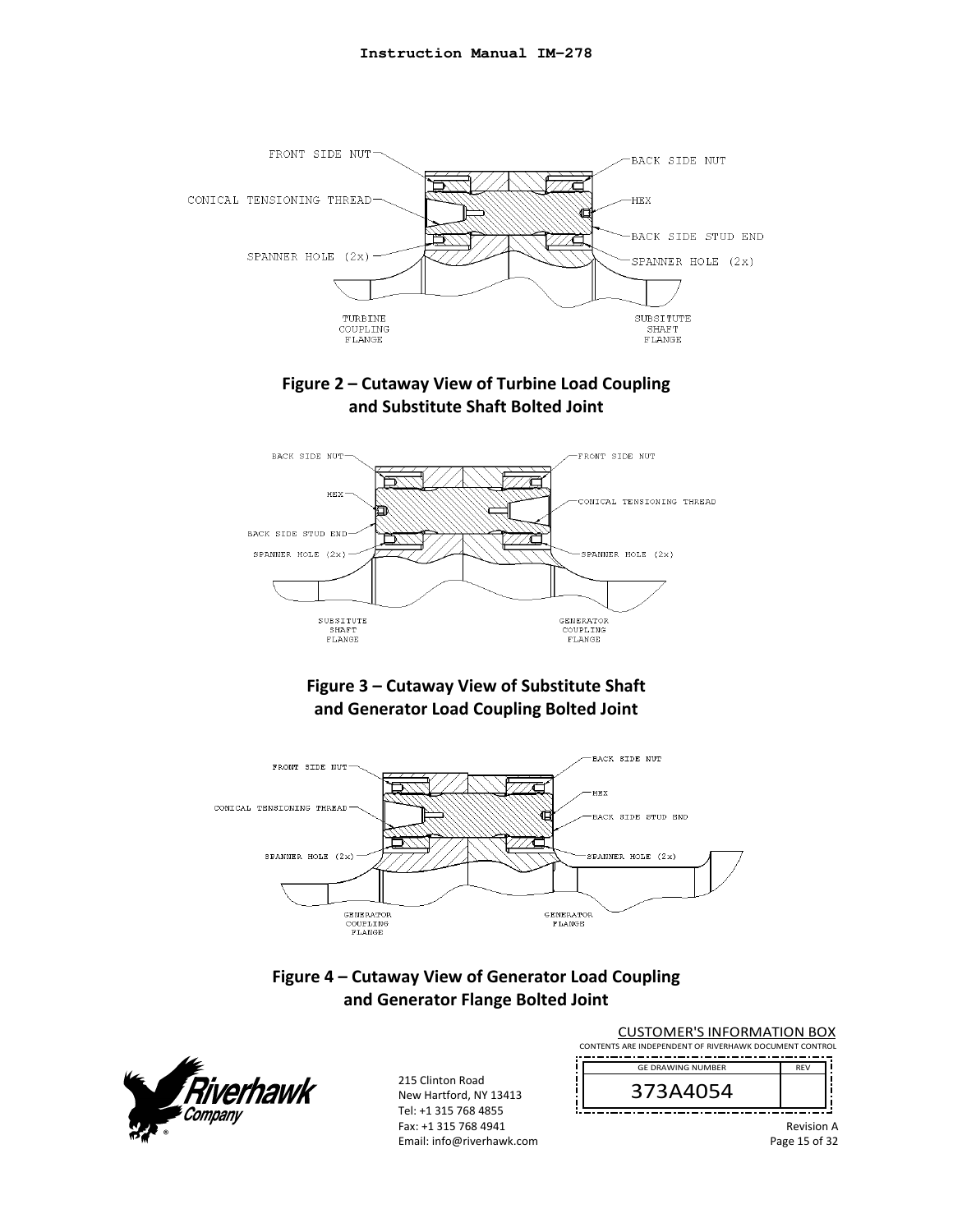FRONT SIDE NUT

BACK SIDE NUT

CONICAL TENSIONING THREAD

HEX

BACK SIDE STUD END

SPANNER HOLE (2x)

SPANNER HOLE (2x)

TURBINE COUPLING FLANGE

SUBSITUTE SHAFT FLANGE

**Figure 2 – Cutaway View of Turbine Load Coupling and Substitute Shaft Bolted Joint**

BACK SIDE NUT

FRONT SIDE NUT

HEX

CONICAL TENSIONING THREAD

BACK SIDE STUD END

SPANNER HOLE (2x)

SPANNER HOLE (2x)

SUBSITUTE SHAFT FLANGE

GENERATOR COUPLING FLANGE

**Figure 3 – Cutaway View of Substitute Shaft and Generator Load Coupling Bolted Joint**

FRONT SIDE NUT

BACK SIDE NUT

HEX

CONICAL TENSIONING THREAD

BACK SIDE STUD END

SPANNER HOLE (2x)

SPANNER HOLE (2x)

GENERATOR COUPLING FLANGE

GENERATOR FLANGE

**Figure 4 – Cutaway View of Generator Load Coupling and Generator Flange Bolted Joint**

CUSTOMER'S INFORMATION BOX
CONTENTS ARE INDEPENDENT OF RIVERHAWK DOCUMENT CONTROL

| GE DRAWING NUMBER | REV |
|---|---|
| 373A4054 | |

215 Clinton Road
New Hartford, NY 13413
Tel: +1 315 768 4855
Fax: +1 315 768 4941
Email: info@riverhawk.com

Revision A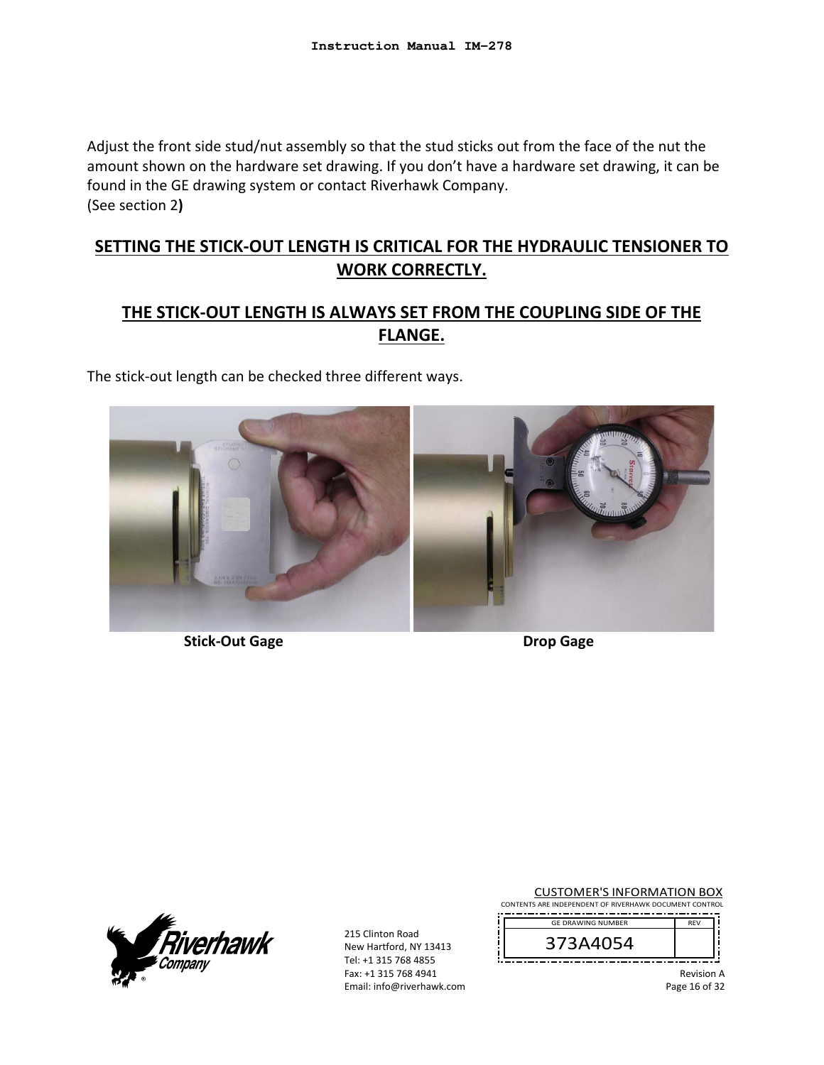Adjust the front side stud/nut assembly so that the stud sticks out from the face of the nut the amount shown on the hardware set drawing. If you don't have a hardware set drawing, it can be found in the GE drawing system or contact Riverhawk Company.
(See section 2**)**

**SETTING THE STICK-OUT LENGTH IS CRITICAL FOR THE HYDRAULIC TENSIONER TO WORK CORRECTLY.**

**THE STICK-OUT LENGTH IS ALWAYS SET FROM THE COUPLING SIDE OF THE FLANGE.**

The stick-out length can be checked three different ways.

**Stick-Out Gage** **Drop Gage**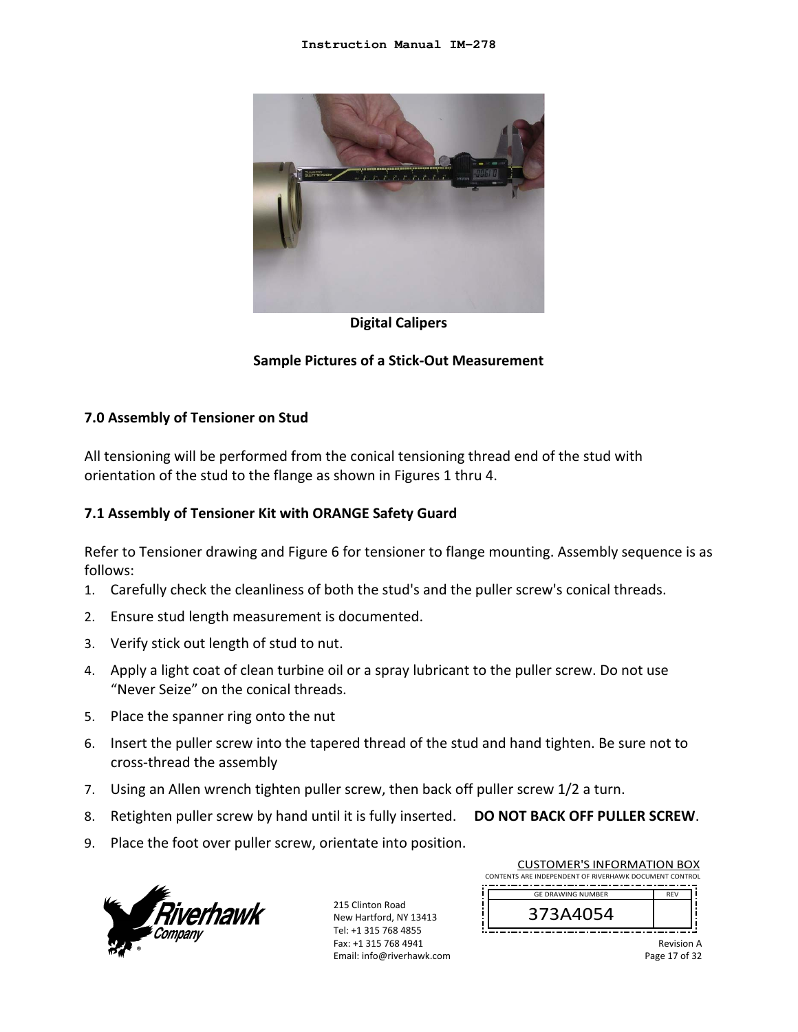Digital Calipers

**Sample Pictures of a Stick-Out Measurement**

## 7.0 Assembly of Tensioner on Stud

All tensioning will be performed from the conical tensioning thread end of the stud with orientation of the stud to the flange as shown in Figures 1 thru 4.

### 7.1 Assembly of Tensioner Kit with ORANGE Safety Guard

Refer to Tensioner drawing and Figure 6 for tensioner to flange mounting. Assembly sequence is as follows:

1. Carefully check the cleanliness of both the stud's and the puller screw's conical threads.
2. Ensure stud length measurement is documented.
3. Verify stick out length of stud to nut.
4. Apply a light coat of clean turbine oil or a spray lubricant to the puller screw. Do not use "Never Seize" on the conical threads.
5. Place the spanner ring onto the nut
6. Insert the puller screw into the tapered thread of the stud and hand tighten. Be sure not to cross-thread the assembly
7. Using an Allen wrench tighten puller screw, then back off puller screw 1/2 a turn.
8. Retighten puller screw by hand until it is fully inserted. **DO NOT BACK OFF PULLER SCREW**.
9. Place the foot over puller screw, orientate into position.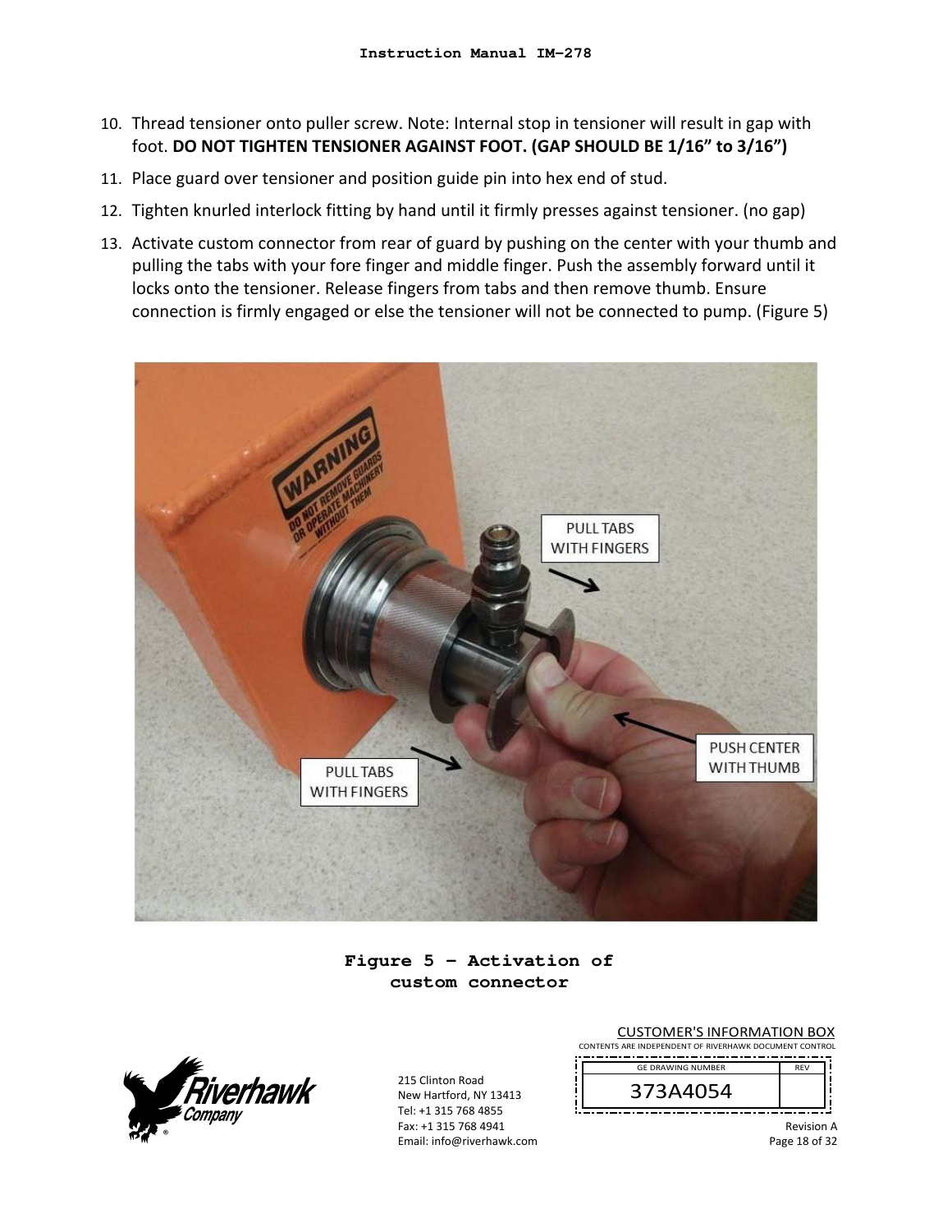10. Thread tensioner onto puller screw. Note: Internal stop in tensioner will result in gap with foot. **DO NOT TIGHTEN TENSIONER AGAINST FOOT. (GAP SHOULD BE 1/16" to 3/16")**
11. Place guard over tensioner and position guide pin into hex end of stud.
12. Tighten knurled interlock fitting by hand until it firmly presses against tensioner. (no gap)
13. Activate custom connector from rear of guard by pushing on the center with your thumb and pulling the tabs with your fore finger and middle finger. Push the assembly forward until it locks onto the tensioner. Release fingers from tabs and then remove thumb. Ensure connection is firmly engaged or else the tensioner will not be connected to pump. (Figure 5)

**Figure 5 – Activation of custom connector**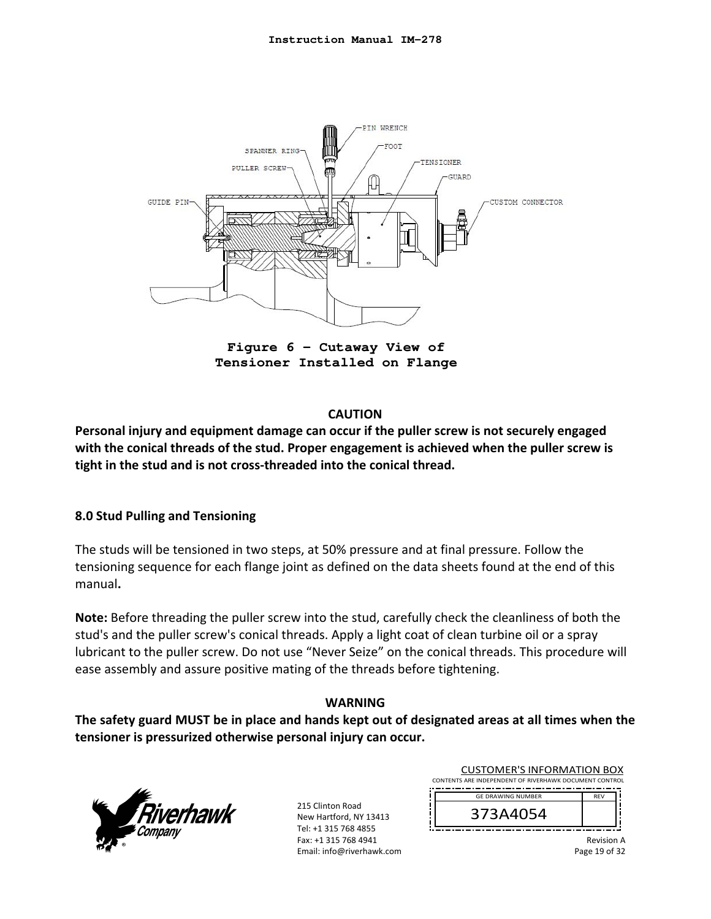Figure 6 – Cutaway View of Tensioner Installed on Flange

**CAUTION**

**Personal injury and equipment damage can occur if the puller screw is not securely engaged with the conical threads of the stud. Proper engagement is achieved when the puller screw is tight in the stud and is not cross-threaded into the conical thread.**

## 8.0 Stud Pulling and Tensioning

The studs will be tensioned in two steps, at 50% pressure and at final pressure. Follow the tensioning sequence for each flange joint as defined on the data sheets found at the end of this manual**.**

**Note:** Before threading the puller screw into the stud, carefully check the cleanliness of both the stud's and the puller screw's conical threads. Apply a light coat of clean turbine oil or a spray lubricant to the puller screw. Do not use "Never Seize" on the conical threads. This procedure will ease assembly and assure positive mating of the threads before tightening.

**WARNING**

**The safety guard MUST be in place and hands kept out of designated areas at all times when the tensioner is pressurized otherwise personal injury can occur.**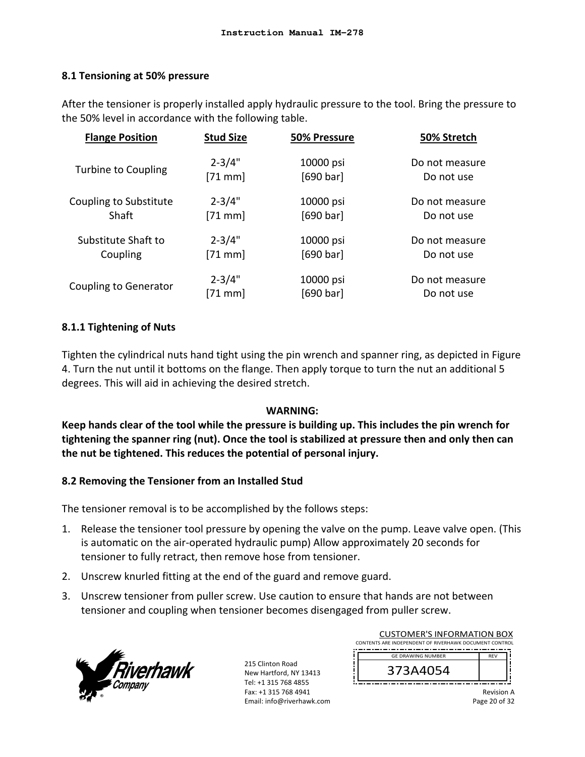### 8.1 Tensioning at 50% pressure

After the tensioner is properly installed apply hydraulic pressure to the tool. Bring the pressure to the 50% level in accordance with the following table.

| Flange Position | Stud Size | 50% Pressure | 50% Stretch |
|---|---|---|---|
| Turbine to Coupling | 2-3/4" [71 mm] | 10000 psi [690 bar] | Do not measure Do not use |
| Coupling to Substitute Shaft | 2-3/4" [71 mm] | 10000 psi [690 bar] | Do not measure Do not use |
| Substitute Shaft to Coupling | 2-3/4" [71 mm] | 10000 psi [690 bar] | Do not measure Do not use |
| Coupling to Generator | 2-3/4" [71 mm] | 10000 psi [690 bar] | Do not measure Do not use |

#### 8.1.1 Tightening of Nuts

Tighten the cylindrical nuts hand tight using the pin wrench and spanner ring, as depicted in Figure 4. Turn the nut until it bottoms on the flange. Then apply torque to turn the nut an additional 5 degrees. This will aid in achieving the desired stretch.

**WARNING:**
**Keep hands clear of the tool while the pressure is building up. This includes the pin wrench for tightening the spanner ring (nut). Once the tool is stabilized at pressure then and only then can the nut be tightened. This reduces the potential of personal injury.**

### 8.2 Removing the Tensioner from an Installed Stud

The tensioner removal is to be accomplished by the follows steps:

1. Release the tensioner tool pressure by opening the valve on the pump. Leave valve open. (This is automatic on the air-operated hydraulic pump) Allow approximately 20 seconds for tensioner to fully retract, then remove hose from tensioner.
2. Unscrew knurled fitting at the end of the guard and remove guard.
3. Unscrew tensioner from puller screw. Use caution to ensure that hands are not between tensioner and coupling when tensioner becomes disengaged from puller screw.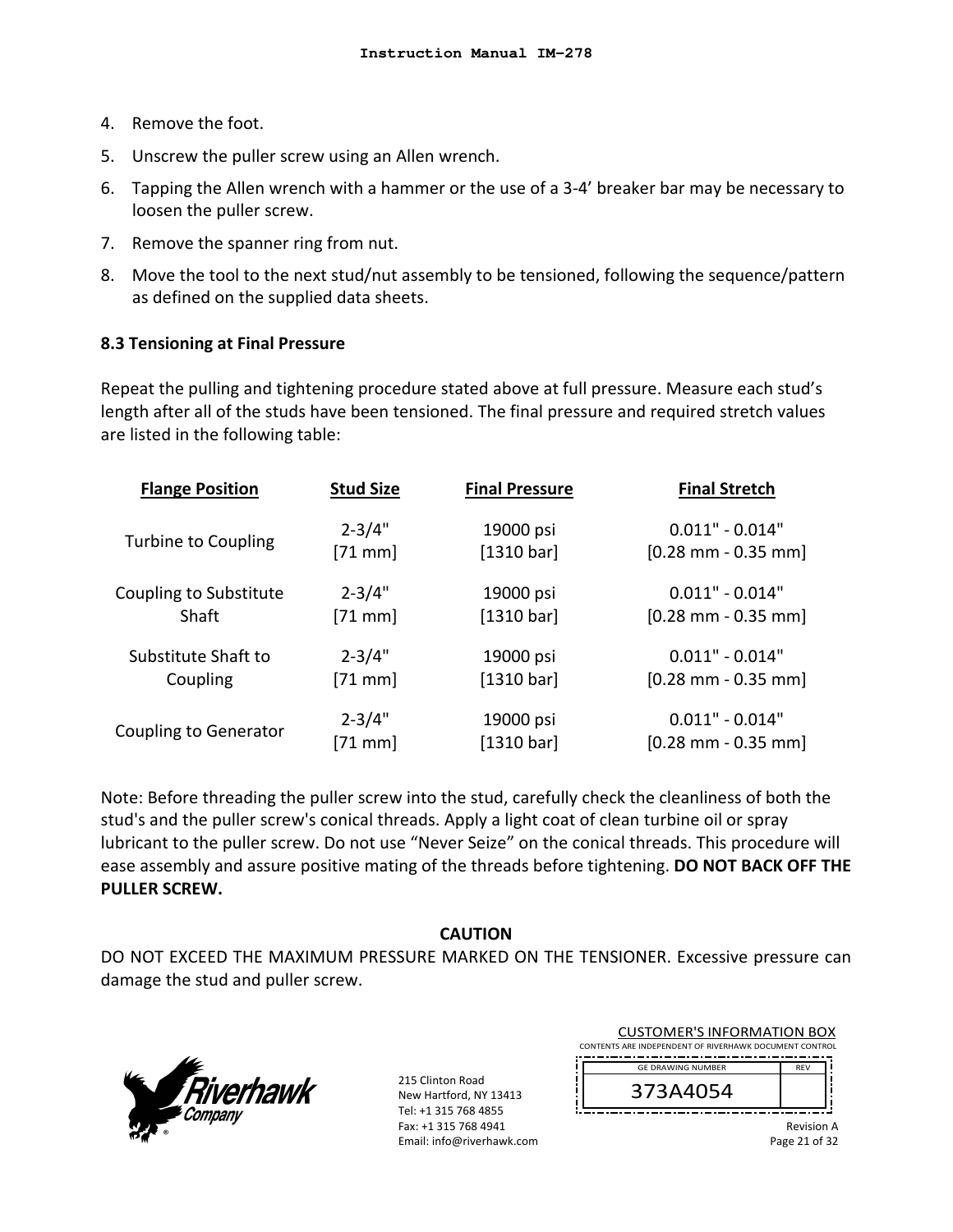4. Remove the foot.
5. Unscrew the puller screw using an Allen wrench.
6. Tapping the Allen wrench with a hammer or the use of a 3-4' breaker bar may be necessary to loosen the puller screw.
7. Remove the spanner ring from nut.
8. Move the tool to the next stud/nut assembly to be tensioned, following the sequence/pattern as defined on the supplied data sheets.

### 8.3 Tensioning at Final Pressure

Repeat the pulling and tightening procedure stated above at full pressure. Measure each stud's length after all of the studs have been tensioned. The final pressure and required stretch values are listed in the following table:

| Flange Position | Stud Size | Final Pressure | Final Stretch |
|---|---|---|---|
| Turbine to Coupling | 2-3/4" [71 mm] | 19000 psi [1310 bar] | 0.011" - 0.014" [0.28 mm - 0.35 mm] |
| Coupling to Substitute Shaft | 2-3/4" [71 mm] | 19000 psi [1310 bar] | 0.011" - 0.014" [0.28 mm - 0.35 mm] |
| Substitute Shaft to Coupling | 2-3/4" [71 mm] | 19000 psi [1310 bar] | 0.011" - 0.014" [0.28 mm - 0.35 mm] |
| Coupling to Generator | 2-3/4" [71 mm] | 19000 psi [1310 bar] | 0.011" - 0.014" [0.28 mm - 0.35 mm] |

Note: Before threading the puller screw into the stud, carefully check the cleanliness of both the stud's and the puller screw's conical threads. Apply a light coat of clean turbine oil or spray lubricant to the puller screw. Do not use "Never Seize" on the conical threads. This procedure will ease assembly and assure positive mating of the threads before tightening. **DO NOT BACK OFF THE PULLER SCREW.**

**CAUTION**

DO NOT EXCEED THE MAXIMUM PRESSURE MARKED ON THE TENSIONER. Excessive pressure can damage the stud and puller screw.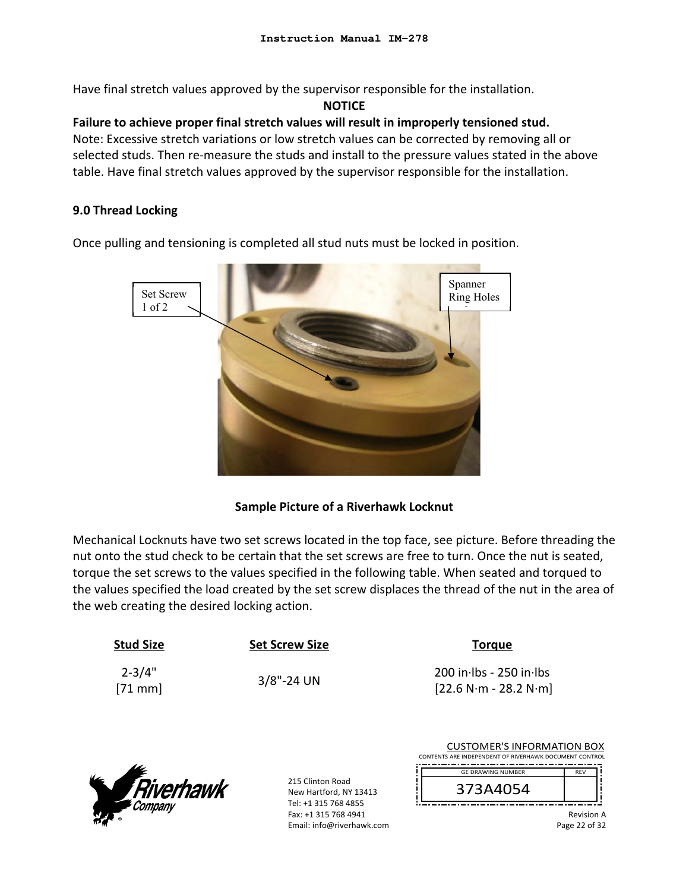Have final stretch values approved by the supervisor responsible for the installation.

**NOTICE**

**Failure to achieve proper final stretch values will result in improperly tensioned stud.**

Note: Excessive stretch variations or low stretch values can be corrected by removing all or selected studs. Then re-measure the studs and install to the pressure values stated in the above table. Have final stretch values approved by the supervisor responsible for the installation.

### 9.0 Thread Locking

Once pulling and tensioning is completed all stud nuts must be locked in position.

Set Screw 1 of 2

Spanner Ring Holes

**Sample Picture of a Riverhawk Locknut**

Mechanical Locknuts have two set screws located in the top face, see picture. Before threading the nut onto the stud check to be certain that the set screws are free to turn. Once the nut is seated, torque the set screws to the values specified in the following table. When seated and torqued to the values specified the load created by the set screw displaces the thread of the nut in the area of the web creating the desired locking action.

| Stud Size | Set Screw Size | Torque |
|---|---|---|
| 2-3/4" [71 mm] | 3/8"-24 UN | 200 in·lbs - 250 in·lbs [22.6 N·m - 28.2 N·m] |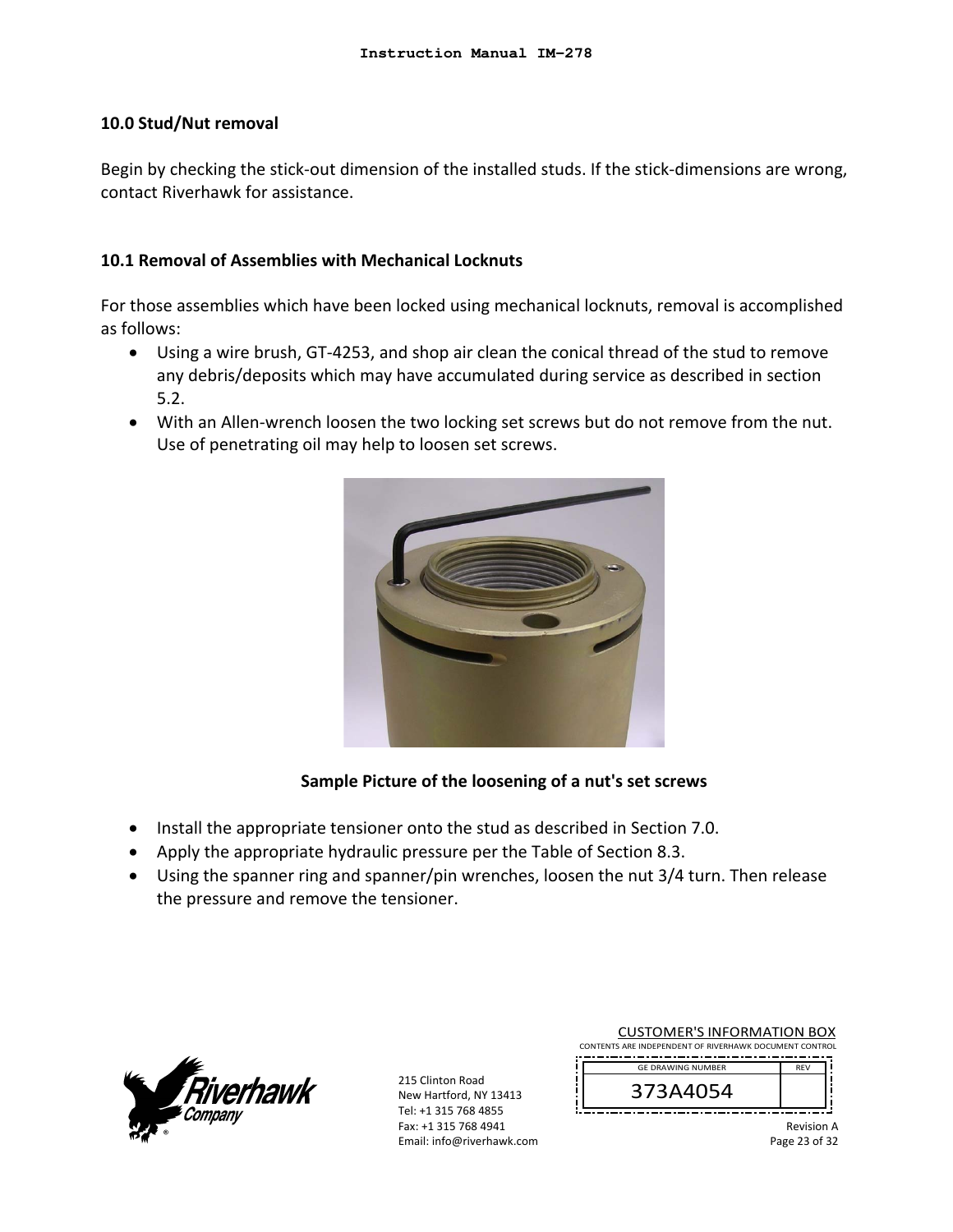## 10.0 Stud/Nut removal

Begin by checking the stick-out dimension of the installed studs. If the stick-dimensions are wrong, contact Riverhawk for assistance.

### 10.1 Removal of Assemblies with Mechanical Locknuts

For those assemblies which have been locked using mechanical locknuts, removal is accomplished as follows:

- Using a wire brush, GT-4253, and shop air clean the conical thread of the stud to remove any debris/deposits which may have accumulated during service as described in section 5.2.
- With an Allen-wrench loosen the two locking set screws but do not remove from the nut. Use of penetrating oil may help to loosen set screws.

**Sample Picture of the loosening of a nut's set screws**

- Install the appropriate tensioner onto the stud as described in Section 7.0.
- Apply the appropriate hydraulic pressure per the Table of Section 8.3.
- Using the spanner ring and spanner/pin wrenches, loosen the nut 3/4 turn. Then release the pressure and remove the tensioner.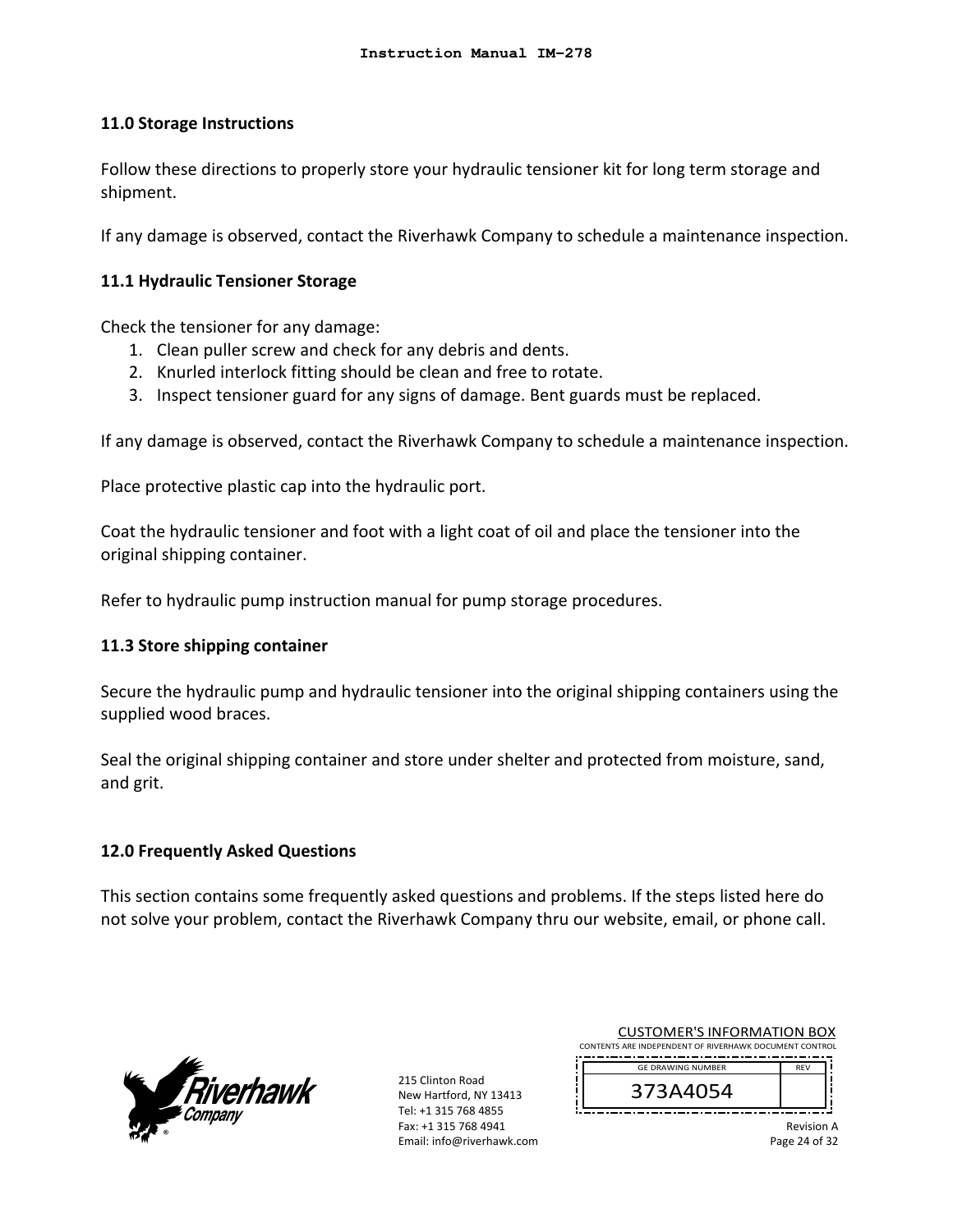## 11.0 Storage Instructions

Follow these directions to properly store your hydraulic tensioner kit for long term storage and shipment.

If any damage is observed, contact the Riverhawk Company to schedule a maintenance inspection.

### 11.1 Hydraulic Tensioner Storage

Check the tensioner for any damage:

1. Clean puller screw and check for any debris and dents.
2. Knurled interlock fitting should be clean and free to rotate.
3. Inspect tensioner guard for any signs of damage. Bent guards must be replaced.

If any damage is observed, contact the Riverhawk Company to schedule a maintenance inspection.

Place protective plastic cap into the hydraulic port.

Coat the hydraulic tensioner and foot with a light coat of oil and place the tensioner into the original shipping container.

Refer to hydraulic pump instruction manual for pump storage procedures.

### 11.3 Store shipping container

Secure the hydraulic pump and hydraulic tensioner into the original shipping containers using the supplied wood braces.

Seal the original shipping container and store under shelter and protected from moisture, sand, and grit.

## 12.0 Frequently Asked Questions

This section contains some frequently asked questions and problems. If the steps listed here do not solve your problem, contact the Riverhawk Company thru our website, email, or phone call.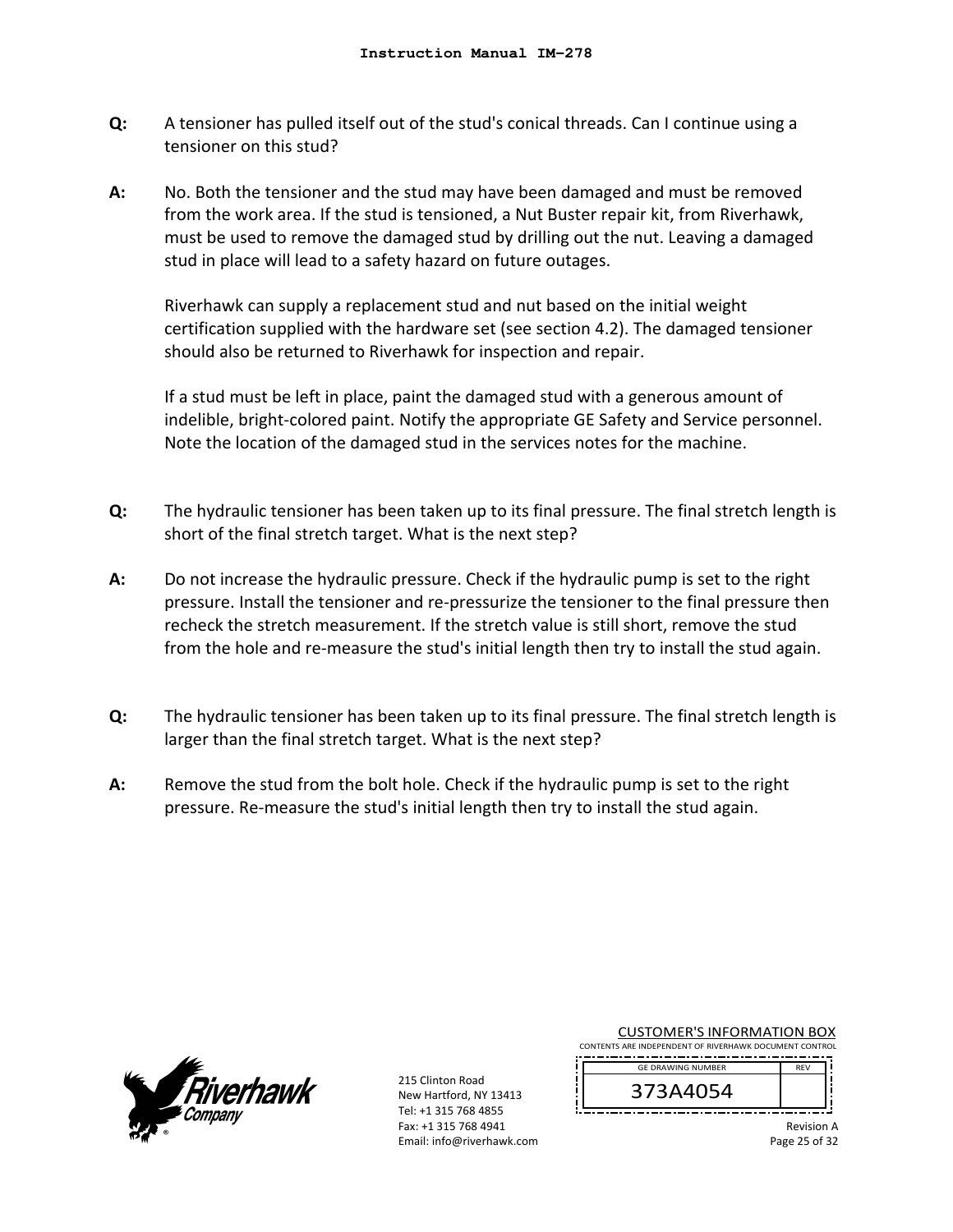**Q:** A tensioner has pulled itself out of the stud's conical threads. Can I continue using a tensioner on this stud?

**A:** No. Both the tensioner and the stud may have been damaged and must be removed from the work area. If the stud is tensioned, a Nut Buster repair kit, from Riverhawk, must be used to remove the damaged stud by drilling out the nut. Leaving a damaged stud in place will lead to a safety hazard on future outages.

Riverhawk can supply a replacement stud and nut based on the initial weight certification supplied with the hardware set (see section 4.2). The damaged tensioner should also be returned to Riverhawk for inspection and repair.

If a stud must be left in place, paint the damaged stud with a generous amount of indelible, bright-colored paint. Notify the appropriate GE Safety and Service personnel. Note the location of the damaged stud in the services notes for the machine.

**Q:** The hydraulic tensioner has been taken up to its final pressure. The final stretch length is short of the final stretch target. What is the next step?

**A:** Do not increase the hydraulic pressure. Check if the hydraulic pump is set to the right pressure. Install the tensioner and re-pressurize the tensioner to the final pressure then recheck the stretch measurement. If the stretch value is still short, remove the stud from the hole and re-measure the stud's initial length then try to install the stud again.

**Q:** The hydraulic tensioner has been taken up to its final pressure. The final stretch length is larger than the final stretch target. What is the next step?

**A:** Remove the stud from the bolt hole. Check if the hydraulic pump is set to the right pressure. Re-measure the stud's initial length then try to install the stud again.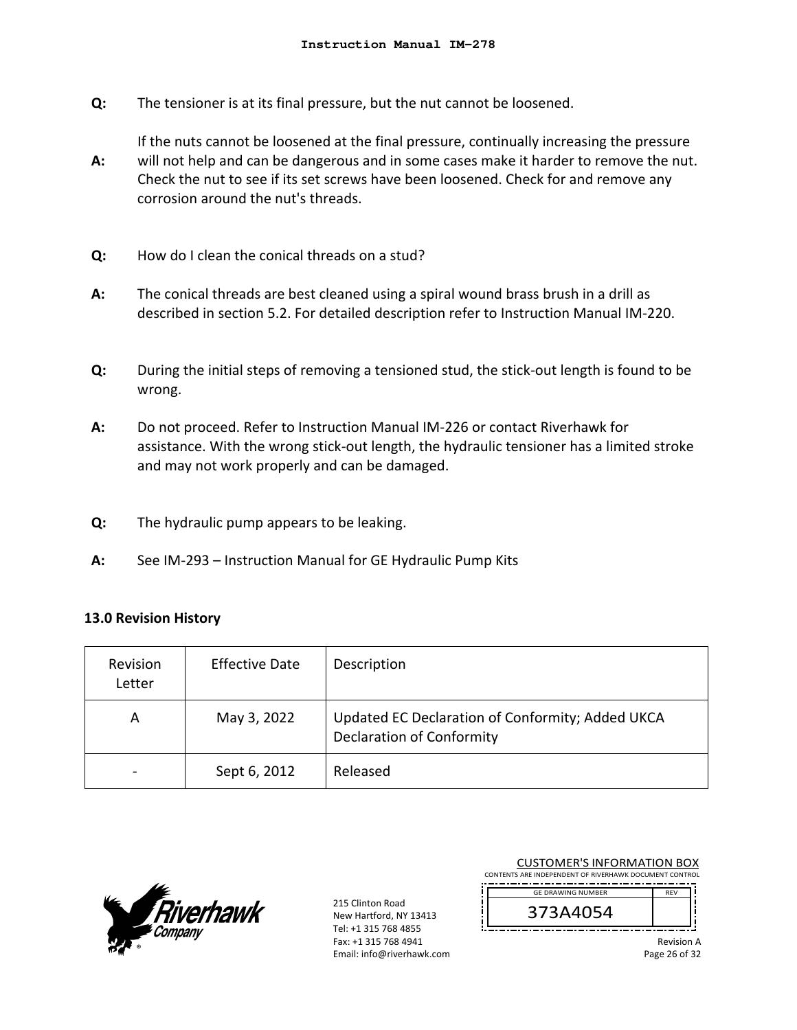**Q:** The tensioner is at its final pressure, but the nut cannot be loosened.

**A:** If the nuts cannot be loosened at the final pressure, continually increasing the pressure will not help and can be dangerous and in some cases make it harder to remove the nut. Check the nut to see if its set screws have been loosened. Check for and remove any corrosion around the nut's threads.

**Q:** How do I clean the conical threads on a stud?

**A:** The conical threads are best cleaned using a spiral wound brass brush in a drill as described in section 5.2. For detailed description refer to Instruction Manual IM-220.

**Q:** During the initial steps of removing a tensioned stud, the stick-out length is found to be wrong.

**A:** Do not proceed. Refer to Instruction Manual IM-226 or contact Riverhawk for assistance. With the wrong stick-out length, the hydraulic tensioner has a limited stroke and may not work properly and can be damaged.

**Q:** The hydraulic pump appears to be leaking.

**A:** See IM-293 – Instruction Manual for GE Hydraulic Pump Kits

## 13.0 Revision History

| Revision Letter | Effective Date | Description |
|---|---|---|
| A | May 3, 2022 | Updated EC Declaration of Conformity; Added UKCA Declaration of Conformity |
| - | Sept 6, 2012 | Released |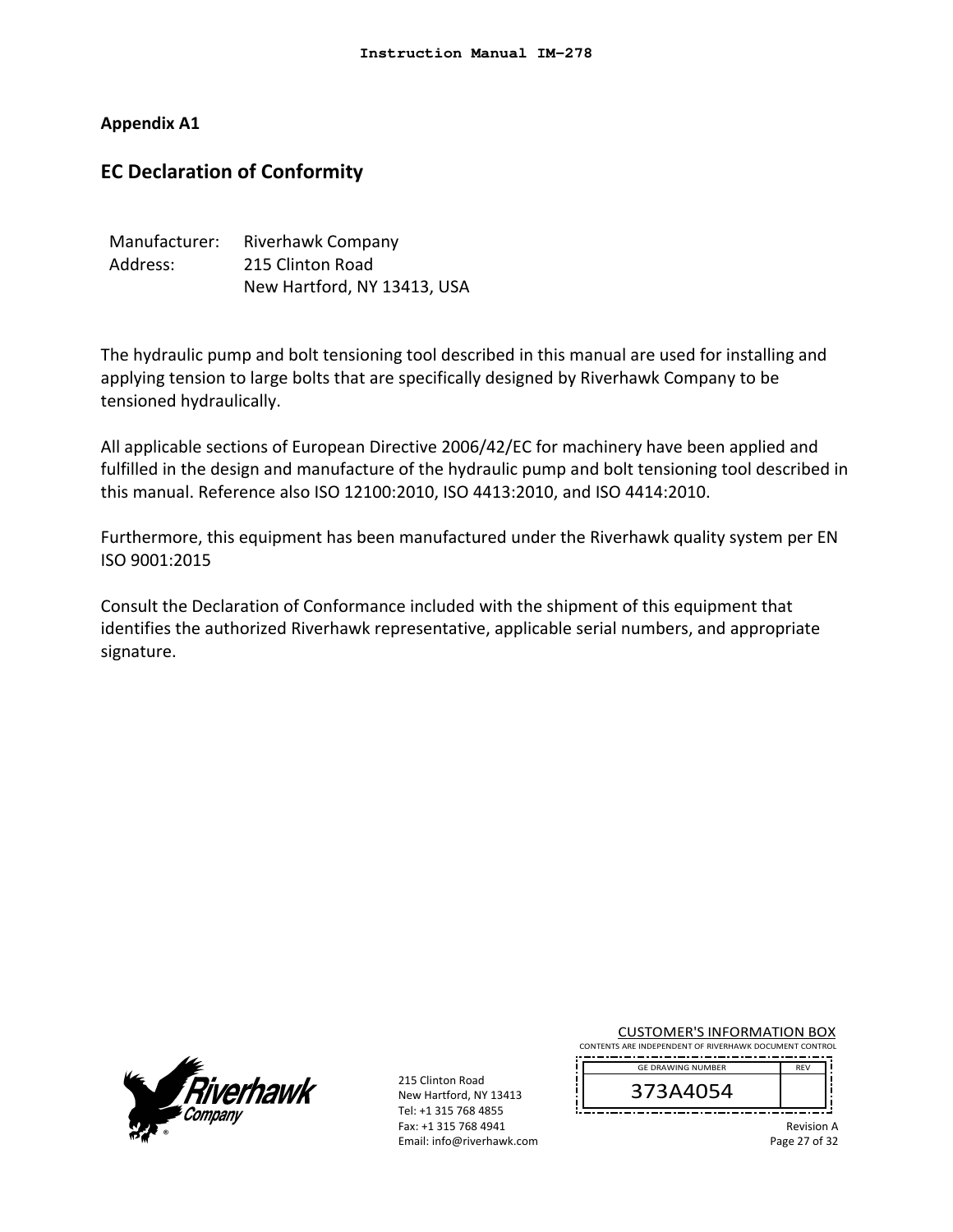## Appendix A1

# EC Declaration of Conformity

| | |
|---|---|
| Manufacturer: | Riverhawk Company |
| Address: | 215 Clinton Road |
| | New Hartford, NY 13413, USA |

The hydraulic pump and bolt tensioning tool described in this manual are used for installing and applying tension to large bolts that are specifically designed by Riverhawk Company to be tensioned hydraulically.

All applicable sections of European Directive 2006/42/EC for machinery have been applied and fulfilled in the design and manufacture of the hydraulic pump and bolt tensioning tool described in this manual. Reference also ISO 12100:2010, ISO 4413:2010, and ISO 4414:2010.

Furthermore, this equipment has been manufactured under the Riverhawk quality system per EN ISO 9001:2015

Consult the Declaration of Conformance included with the shipment of this equipment that identifies the authorized Riverhawk representative, applicable serial numbers, and appropriate signature.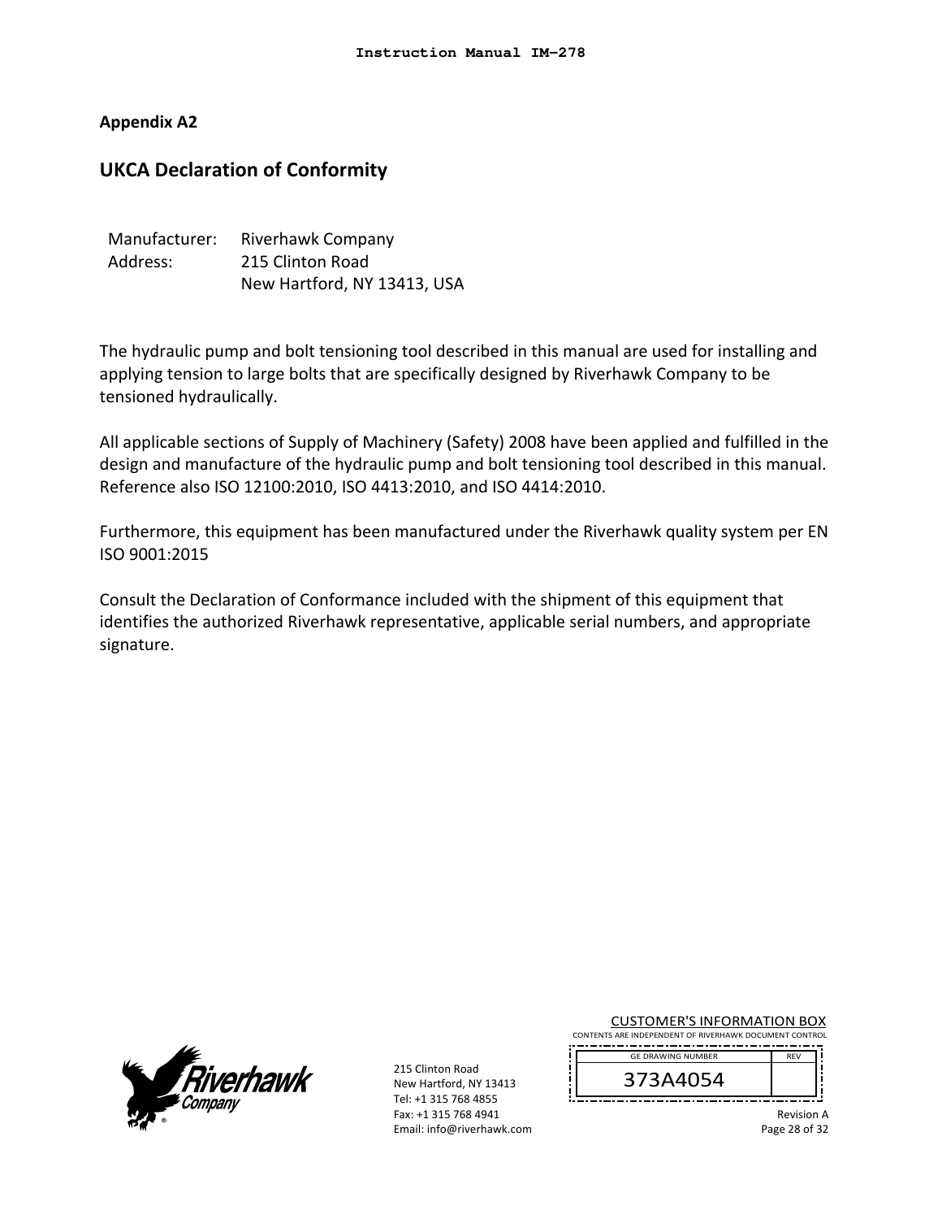## Appendix A2

# UKCA Declaration of Conformity

Manufacturer: Riverhawk Company
Address: 215 Clinton Road
New Hartford, NY 13413, USA

The hydraulic pump and bolt tensioning tool described in this manual are used for installing and applying tension to large bolts that are specifically designed by Riverhawk Company to be tensioned hydraulically.

All applicable sections of Supply of Machinery (Safety) 2008 have been applied and fulfilled in the design and manufacture of the hydraulic pump and bolt tensioning tool described in this manual. Reference also ISO 12100:2010, ISO 4413:2010, and ISO 4414:2010.

Furthermore, this equipment has been manufactured under the Riverhawk quality system per EN ISO 9001:2015

Consult the Declaration of Conformance included with the shipment of this equipment that identifies the authorized Riverhawk representative, applicable serial numbers, and appropriate signature.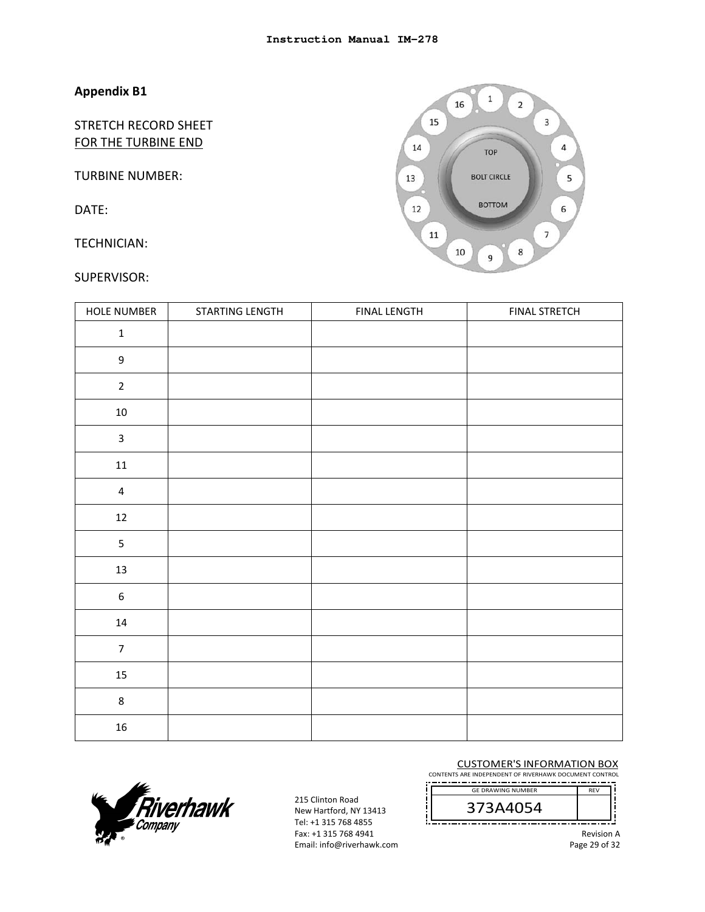## Appendix B1

STRETCH RECORD SHEET
FOR THE TURBINE END

TURBINE NUMBER:

DATE:

TECHNICIAN:

SUPERVISOR:

| HOLE NUMBER | STARTING LENGTH | FINAL LENGTH | FINAL STRETCH |
|---|---|---|---|
| 1 | | | |
| 9 | | | |
| 2 | | | |
| 10 | | | |
| 3 | | | |
| 11 | | | |
| 4 | | | |
| 12 | | | |
| 5 | | | |
| 13 | | | |
| 6 | | | |
| 14 | | | |
| 7 | | | |
| 15 | | | |
| 8 | | | |
| 16 | | | |

215 Clinton Road
New Hartford, NY 13413
Tel: +1 315 768 4855
Fax: +1 315 768 4941
Email: info@riverhawk.com

CUSTOMER'S INFORMATION BOX
CONTENTS ARE INDEPENDENT OF RIVERHAWK DOCUMENT CONTROL

| GE DRAWING NUMBER | REV |
|---|---|
| 373A4054 | |

Revision A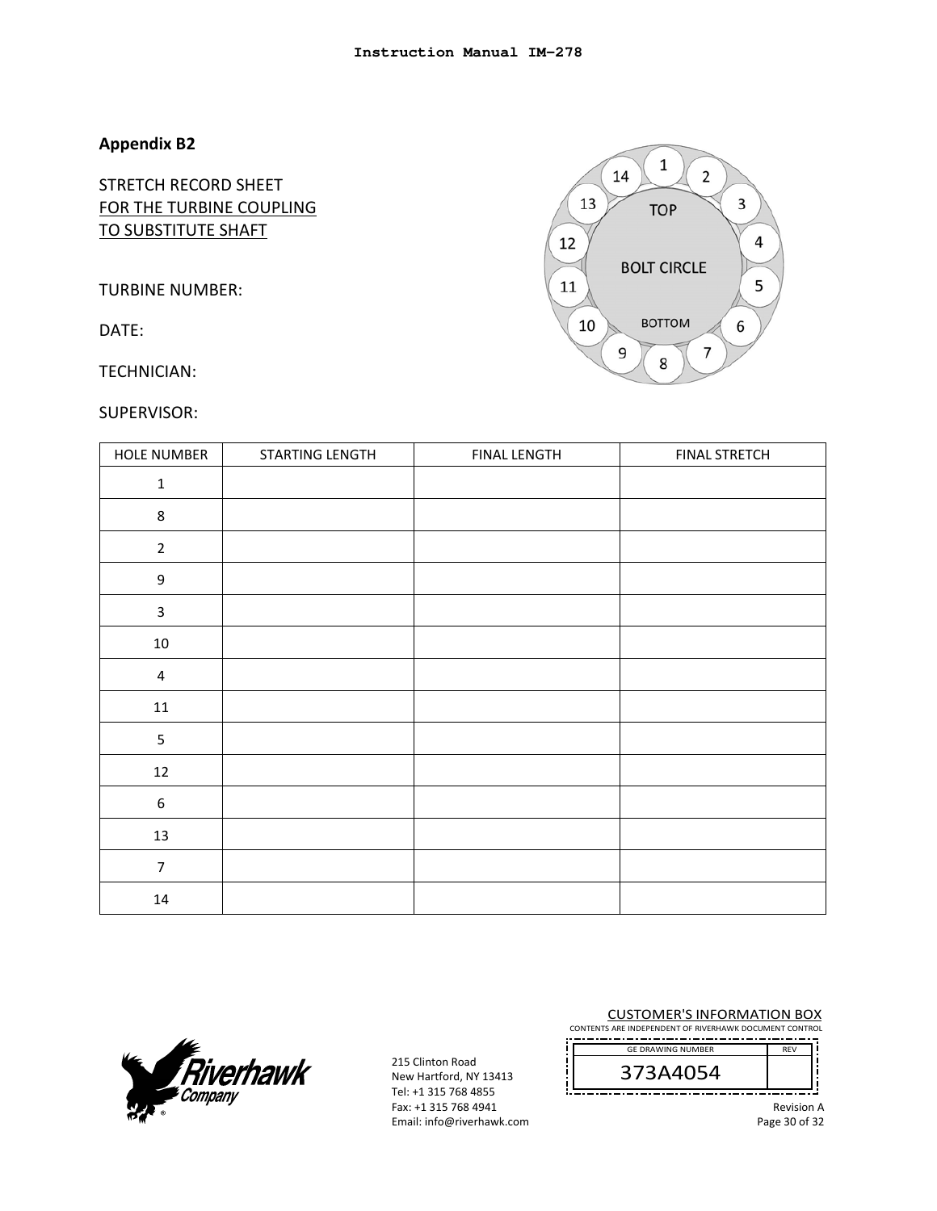## Appendix B2

STRETCH RECORD SHEET
FOR THE TURBINE COUPLING
TO SUBSTITUTE SHAFT

TURBINE NUMBER:

DATE:

TECHNICIAN:

SUPERVISOR:

| HOLE NUMBER | STARTING LENGTH | FINAL LENGTH | FINAL STRETCH |
|---|---|---|---|
| 1 | | | |
| 8 | | | |
| 2 | | | |
| 9 | | | |
| 3 | | | |
| 10 | | | |
| 4 | | | |
| 11 | | | |
| 5 | | | |
| 12 | | | |
| 6 | | | |
| 13 | | | |
| 7 | | | |
| 14 | | | |

215 Clinton Road
New Hartford, NY 13413
Tel: +1 315 768 4855
Fax: +1 315 768 4941
Email: info@riverhawk.com

CUSTOMER'S INFORMATION BOX
CONTENTS ARE INDEPENDENT OF RIVERHAWK DOCUMENT CONTROL

| GE DRAWING NUMBER | REV |
|---|---|
| 373A4054 | |

Revision A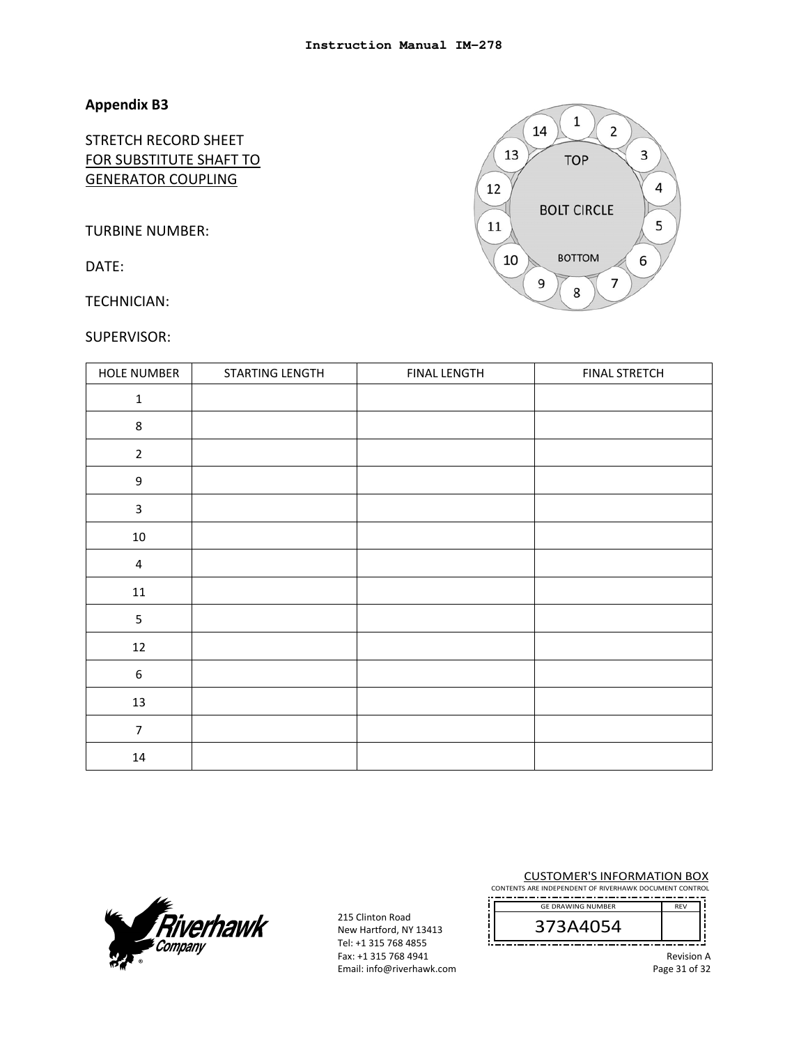## Appendix B3

STRETCH RECORD SHEET
FOR SUBSTITUTE SHAFT TO
GENERATOR COUPLING

TURBINE NUMBER:

DATE:

TECHNICIAN:

SUPERVISOR:

| HOLE NUMBER | STARTING LENGTH | FINAL LENGTH | FINAL STRETCH |
|---|---|---|---|
| 1 | | | |
| 8 | | | |
| 2 | | | |
| 9 | | | |
| 3 | | | |
| 10 | | | |
| 4 | | | |
| 11 | | | |
| 5 | | | |
| 12 | | | |
| 6 | | | |
| 13 | | | |
| 7 | | | |
| 14 | | | |

215 Clinton Road
New Hartford, NY 13413
Tel: +1 315 768 4855
Fax: +1 315 768 4941
Email: info@riverhawk.com

CUSTOMER'S INFORMATION BOX
CONTENTS ARE INDEPENDENT OF RIVERHAWK DOCUMENT CONTROL

| GE DRAWING NUMBER | REV |
|---|---|
| 373A4054 | |

Revision A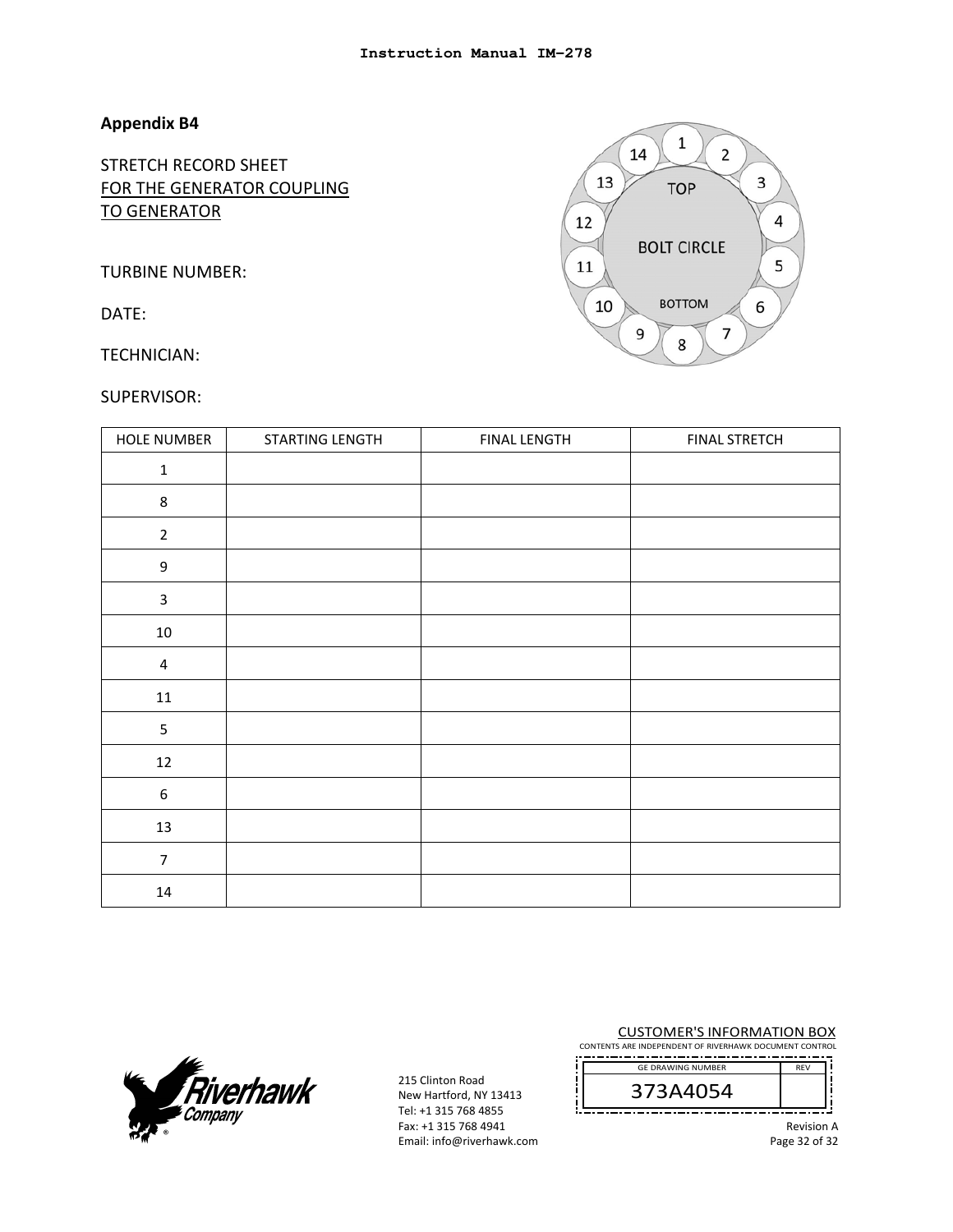## Appendix B4

STRETCH RECORD SHEET
FOR THE GENERATOR COUPLING
TO GENERATOR

TURBINE NUMBER:

DATE:

TECHNICIAN:

SUPERVISOR:

14
1
2
13
TOP
3
12
4
BOLT CIRCLE
11
5
10
BOTTOM
6
9
7
8

| HOLE NUMBER | STARTING LENGTH | FINAL LENGTH | FINAL STRETCH |
|---|---|---|---|
| 1 | | | |
| 8 | | | |
| 2 | | | |
| 9 | | | |
| 3 | | | |
| 10 | | | |
| 4 | | | |
| 11 | | | |
| 5 | | | |
| 12 | | | |
| 6 | | | |
| 13 | | | |
| 7 | | | |
| 14 | | | |

Riverhawk Company

215 Clinton Road
New Hartford, NY 13413
Tel: +1 315 768 4855
Fax: +1 315 768 4941
Email: info@riverhawk.com

CUSTOMER'S INFORMATION BOX
CONTENTS ARE INDEPENDENT OF RIVERHAWK DOCUMENT CONTROL

| GE DRAWING NUMBER | REV |
|---|---|
| 373A4054 | |

Revision A